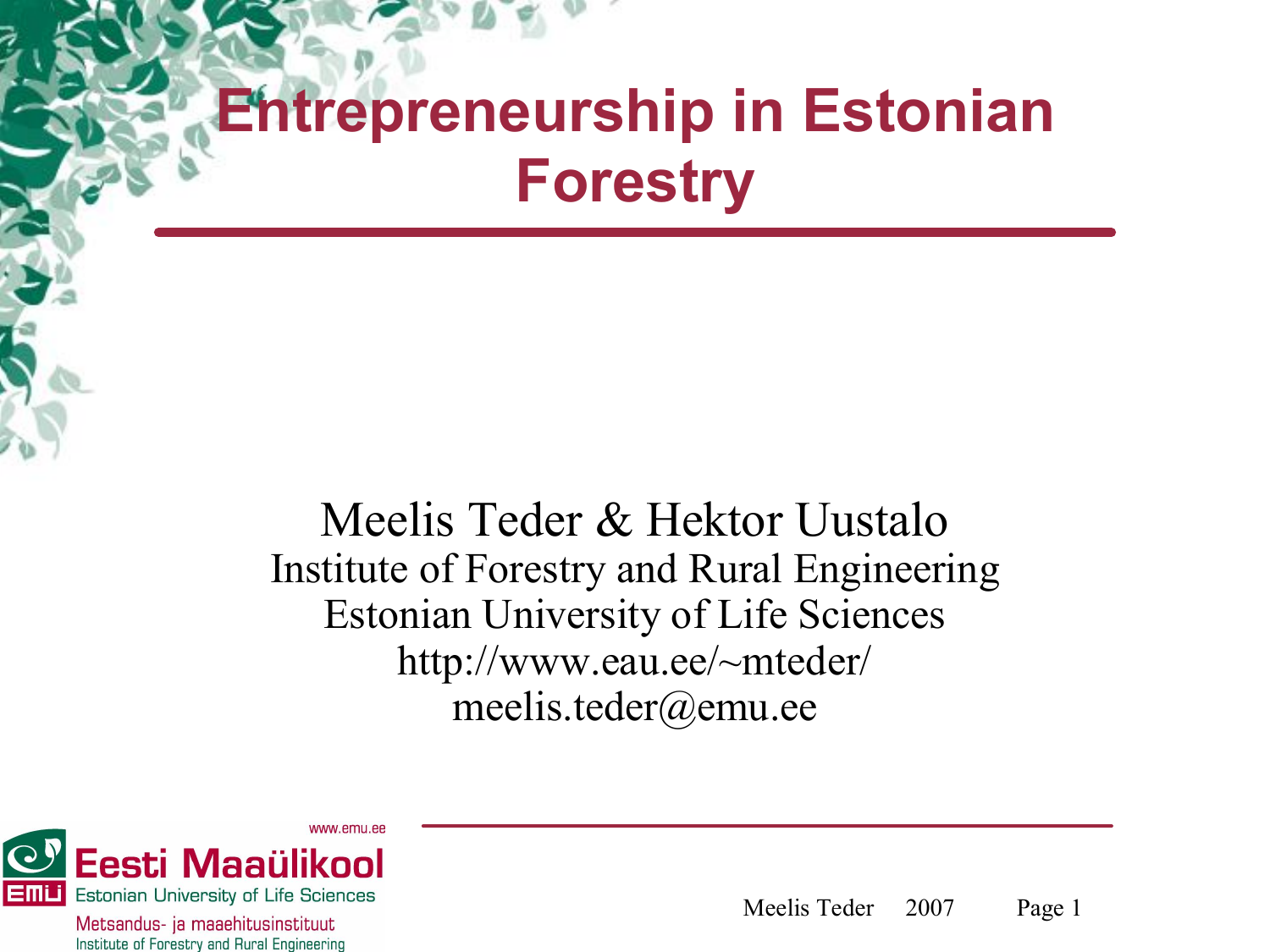# Entrepreneurship in Estonian Forestry

Meelis Teder & Hektor Uustalo

Institute of Forestry and Rural Engineering

Estonian University of Life Sciences

http://www.eau.ee/~mteder/

meelis.teder@emu.ee

www.emu.ee

Eesti Maaülikool

Estonian University of Life Sciences

Metsandus- ja maaehitusinstituut

Institute of Forestry and Rural Engineering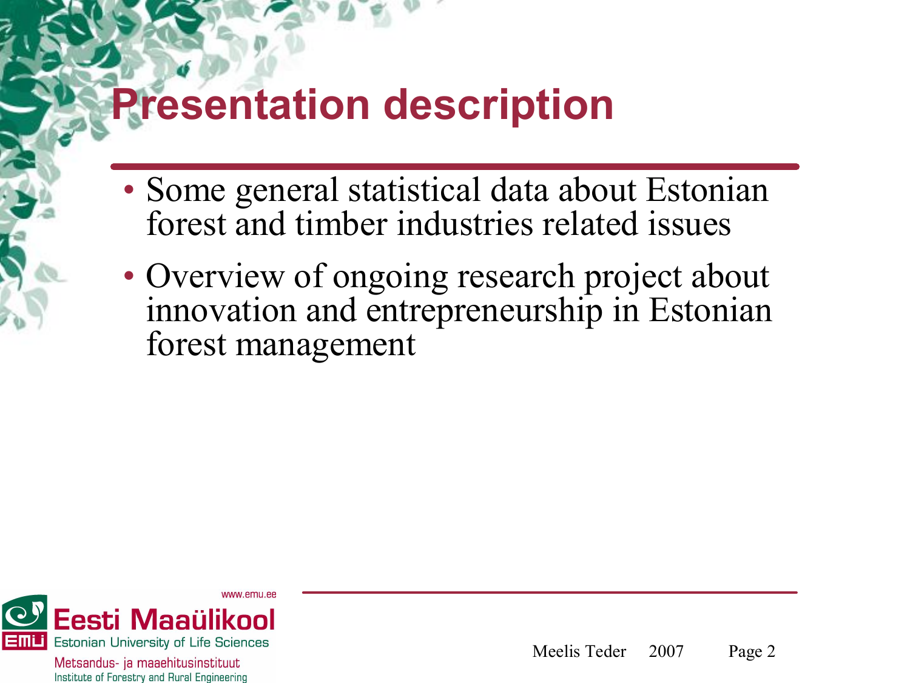# Presentation description

- Some general statistical data about Estonian forest and timber industries related issues
- Overview of ongoing research project about innovation and entrepreneurship in Estonian forest management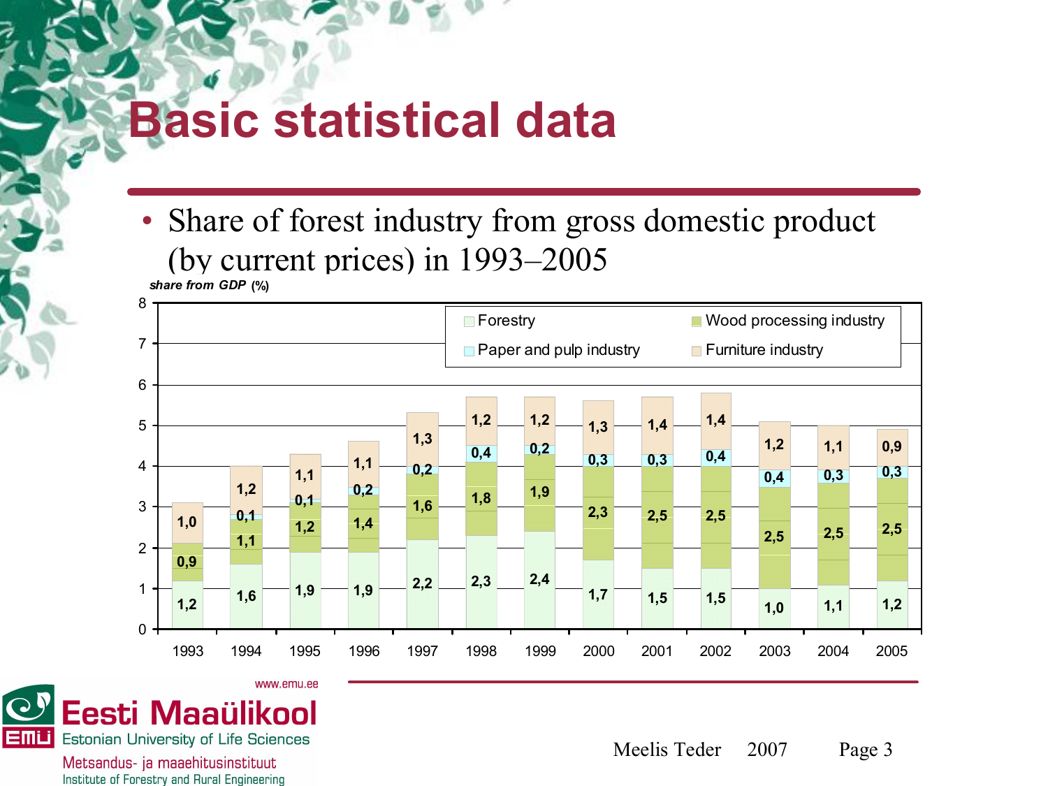# Basic statistical data

- Share of forest industry from gross domestic product (by current prices) in 1993–2005

*share from GDP* (%)

| Year | Forestry | Wood processing industry | Paper and pulp industry | Furniture industry |
|---|---|---|---|---|
| 1993 | 1,2 | 0,9 | | 1,0 |
| 1994 | 1,6 | 1,1 | 0,1 | 1,2 |
| 1995 | 1,9 | 1,2 | 0,1 | 1,1 |
| 1996 | 1,9 | 1,4 | 0,2 | 1,1 |
| 1997 | 2,2 | 1,6 | 0,2 | 1,3 |
| 1998 | 2,3 | 1,8 | 0,4 | 1,2 |
| 1999 | 2,4 | 1,9 | 0,2 | 1,2 |
| 2000 | 1,7 | 2,3 | 0,3 | 1,3 |
| 2001 | 1,5 | 2,5 | 0,3 | 1,4 |
| 2002 | 1,5 | 2,5 | 0,4 | 1,4 |
| 2003 | 1,0 | 2,5 | 0,4 | 1,2 |
| 2004 | 1,1 | 2,5 | 0,3 | 1,1 |
| 2005 | 1,2 | 2,5 | 0,3 | 0,9 |

www.emu.ee

Eesti Maaülikool
Estonian University of Life Sciences
Metsandus- ja maaehitusinstituut
Institute of Forestry and Rural Engineering

Meelis Teder 2007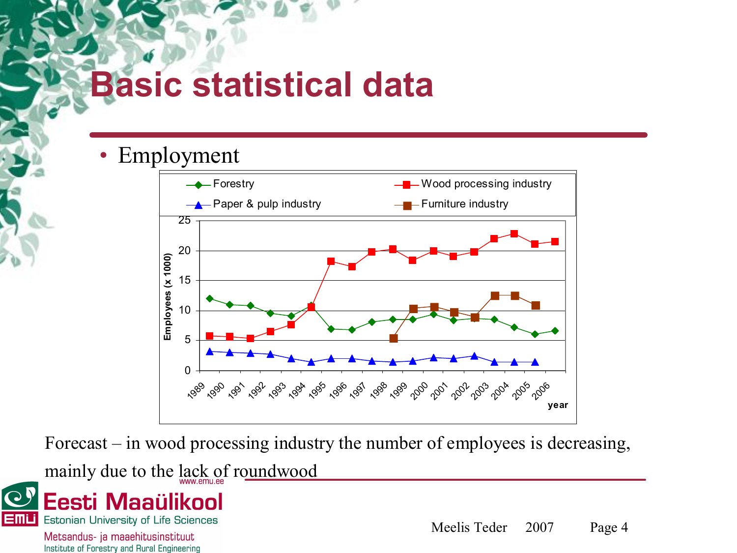# Basic statistical data

- Employment

Forecast – in wood processing industry the number of employees is decreasing, mainly due to the lack of roundwood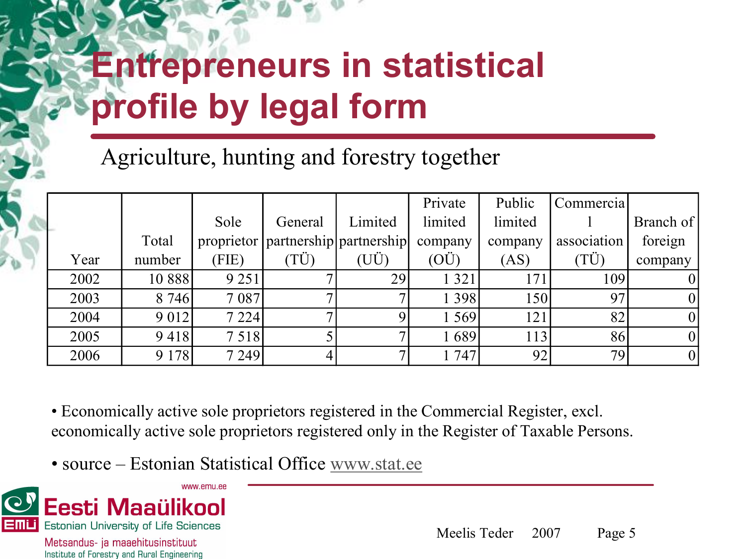# Entrepreneurs in statistical profile by legal form

Agriculture, hunting and forestry together

| Year | Total number | Sole proprietor (FIE) | General partnership (TÜ) | Limited partnership (UÜ) | Private limited company (OÜ) | Public limited company (AS) | Commercial association (TÜ) | Branch of foreign company |
|---|---|---|---|---|---|---|---|---|
| 2002 | 10 888 | 9 251 | 7 | 29 | 1 321 | 171 | 109 | 0 |
| 2003 | 8 746 | 7 087 | 7 | 7 | 1 398 | 150 | 97 | 0 |
| 2004 | 9 012 | 7 224 | 7 | 9 | 1 569 | 121 | 82 | 0 |
| 2005 | 9 418 | 7 518 | 5 | 7 | 1 689 | 113 | 86 | 0 |
| 2006 | 9 178 | 7 249 | 4 | 7 | 1 747 | 92 | 79 | 0 |

- Economically active sole proprietors registered in the Commercial Register, excl. economically active sole proprietors registered only in the Register of Taxable Persons.
- source – Estonian Statistical Office www.stat.ee

www.emu.ee
Eesti Maaülikool
Estonian University of Life Sciences
Metsandus- ja maaehitusinstituut
Institute of Forestry and Rural Engineering

Meelis Teder 2007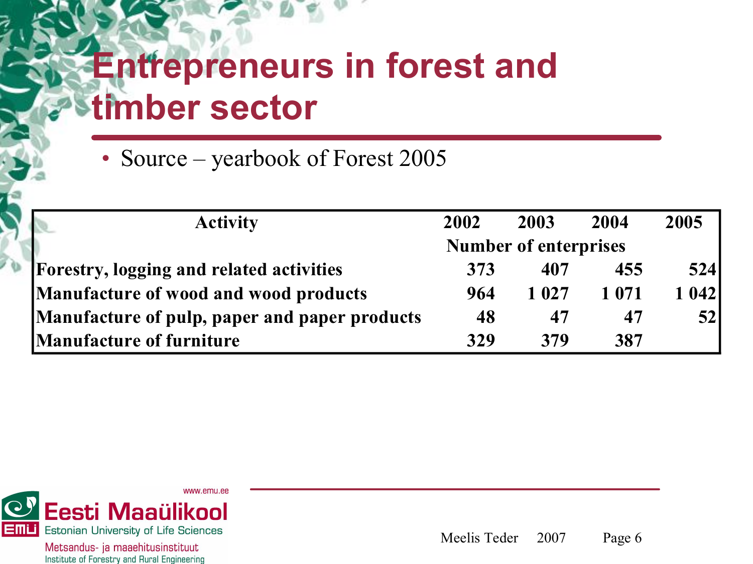# Entrepreneurs in forest and timber sector

- Source – yearbook of Forest 2005

| Activity | 2002 | 2003 | 2004 | 2005 |
|---|---|---|---|---|
| | Number of enterprises | | | |
| Forestry, logging and related activities | 373 | 407 | 455 | 524 |
| Manufacture of wood and wood products | 964 | 1 027 | 1 071 | 1 042 |
| Manufacture of pulp, paper and paper products | 48 | 47 | 47 | 52 |
| Manufacture of furniture | 329 | 379 | 387 | |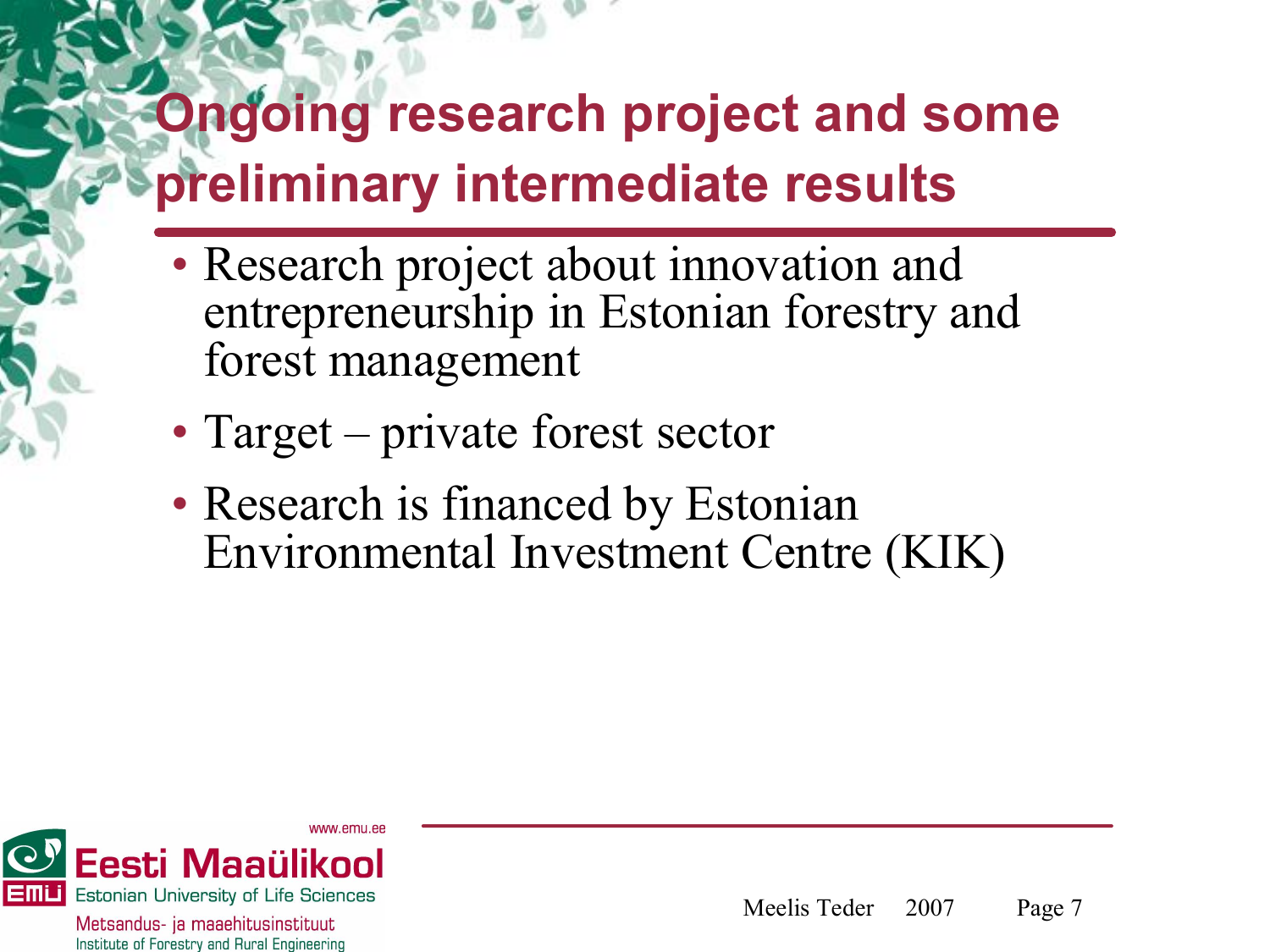# Ongoing research project and some preliminary intermediate results

- Research project about innovation and entrepreneurship in Estonian forestry and forest management
- Target – private forest sector
- Research is financed by Estonian Environmental Investment Centre (KIK)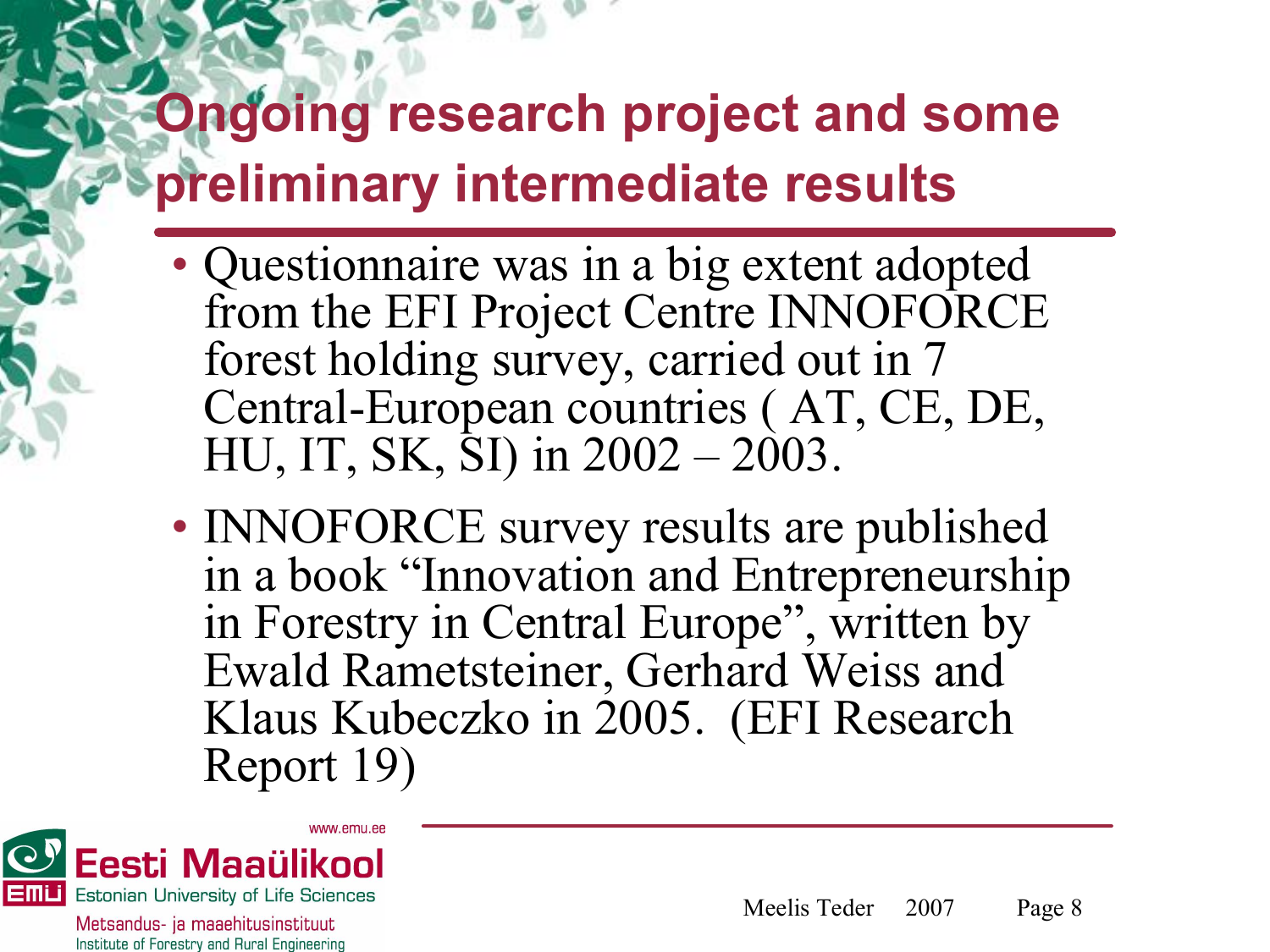# Ongoing research project and some preliminary intermediate results

- Questionnaire was in a big extent adopted from the EFI Project Centre INNOFORCE forest holding survey, carried out in 7 Central-European countries ( AT, CE, DE, HU, IT, SK, SI) in 2002 – 2003.
- INNOFORCE survey results are published in a book "Innovation and Entrepreneurship in Forestry in Central Europe", written by Ewald Rametsteiner, Gerhard Weiss and Klaus Kubeczko in 2005. (EFI Research Report 19)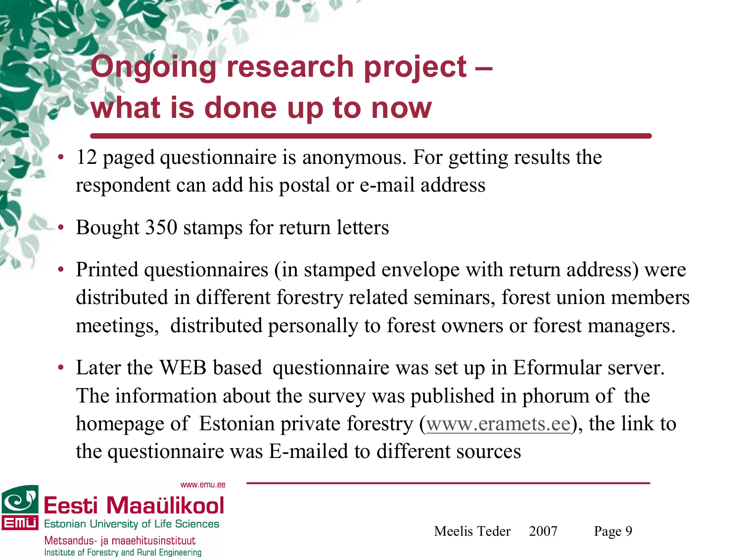# Ongoing research project – what is done up to now

- 12 paged questionnaire is anonymous. For getting results the respondent can add his postal or e-mail address
- Bought 350 stamps for return letters
- Printed questionnaires (in stamped envelope with return address) were distributed in different forestry related seminars, forest union members meetings, distributed personally to forest owners or forest managers.
- Later the WEB based questionnaire was set up in Eformular server. The information about the survey was published in phorum of the homepage of Estonian private forestry (www.eramets.ee), the link to the questionnaire was E-mailed to different sources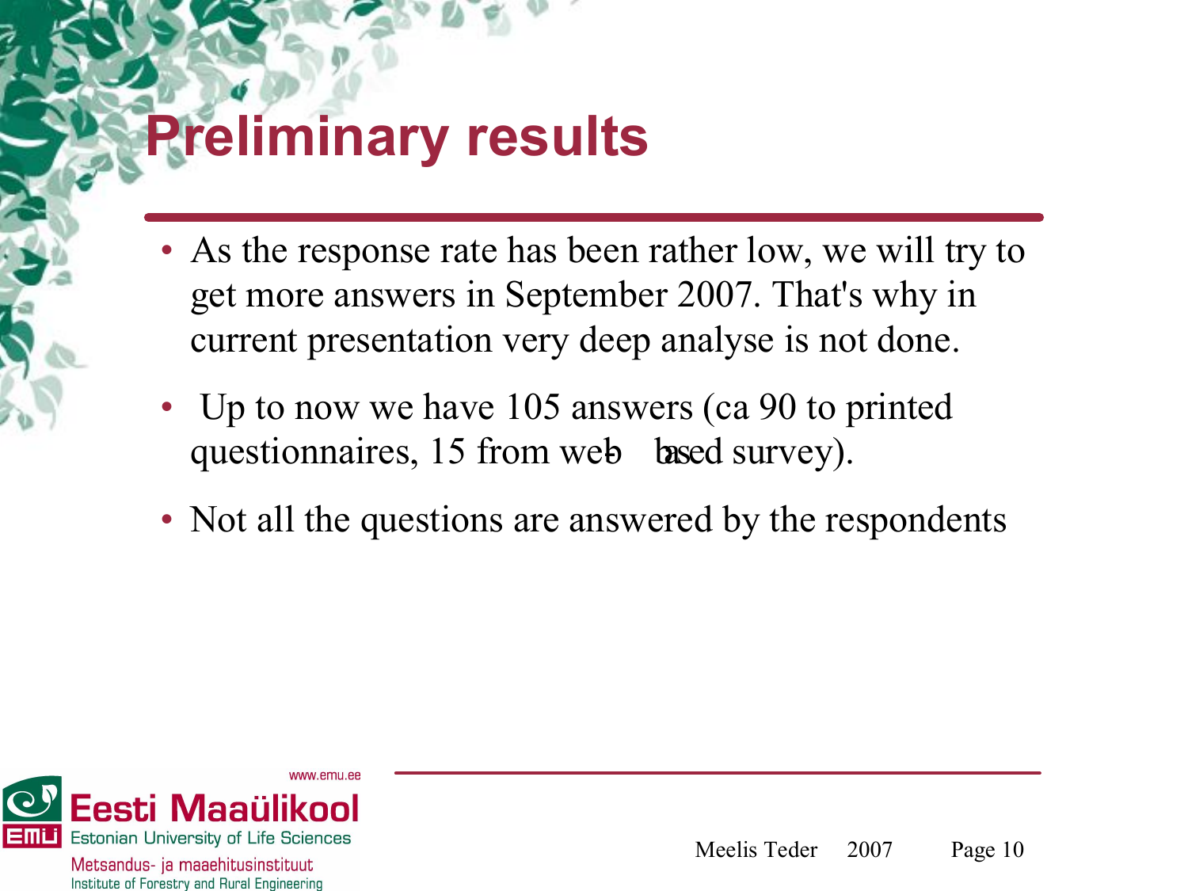# Preliminary results

- As the response rate has been rather low, we will try to get more answers in September 2007. That's why in current presentation very deep analyse is not done.
- Up to now we have 105 answers (ca 90 to printed questionnaires, 15 from web-based survey).
- Not all the questions are answered by the respondents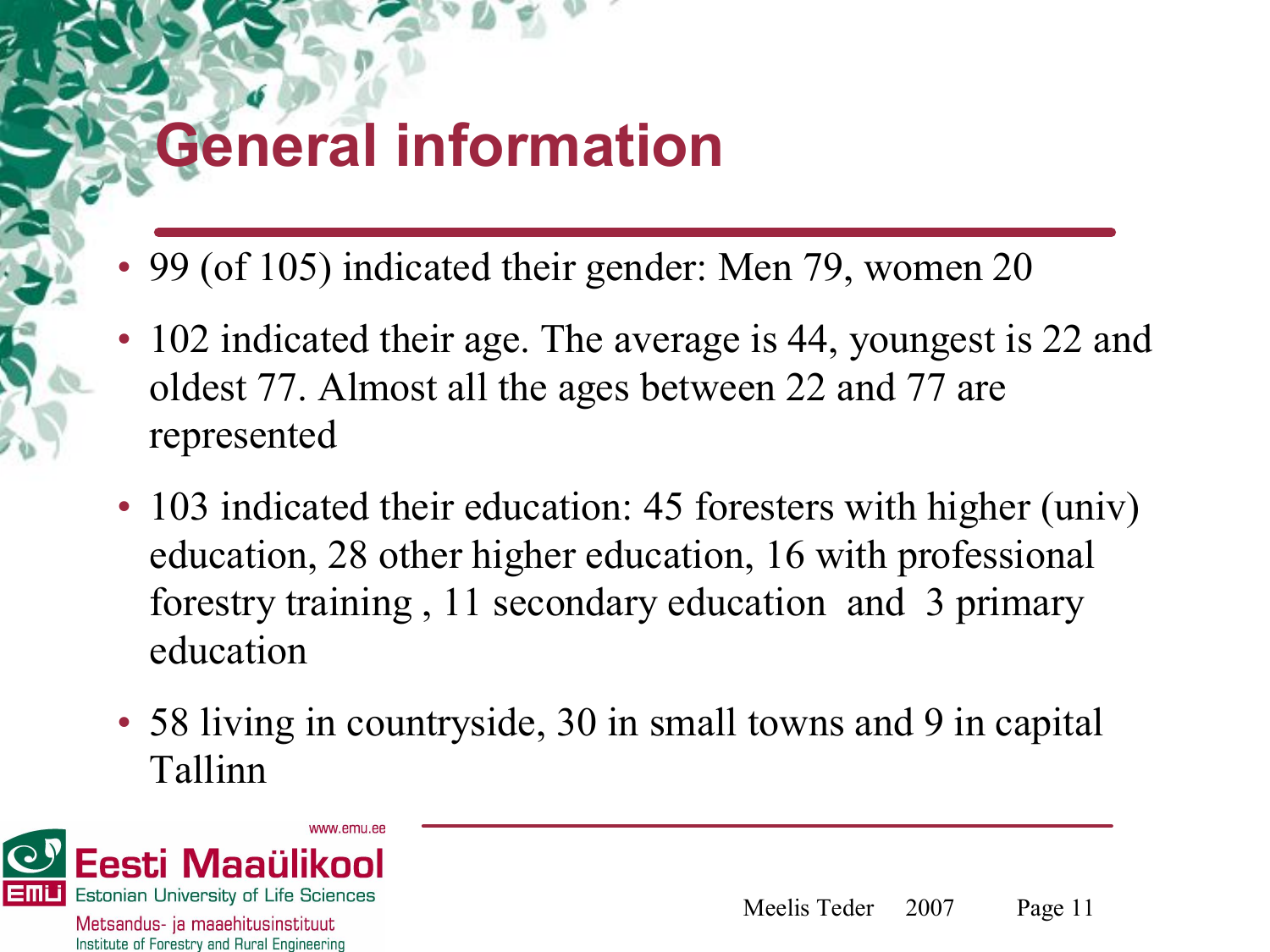# General information

- 99 (of 105) indicated their gender: Men 79, women 20
- 102 indicated their age. The average is 44, youngest is 22 and oldest 77. Almost all the ages between 22 and 77 are represented
- 103 indicated their education: 45 foresters with higher (univ) education, 28 other higher education, 16 with professional forestry training , 11 secondary education  and  3 primary education
- 58 living in countryside, 30 in small towns and 9 in capital Tallinn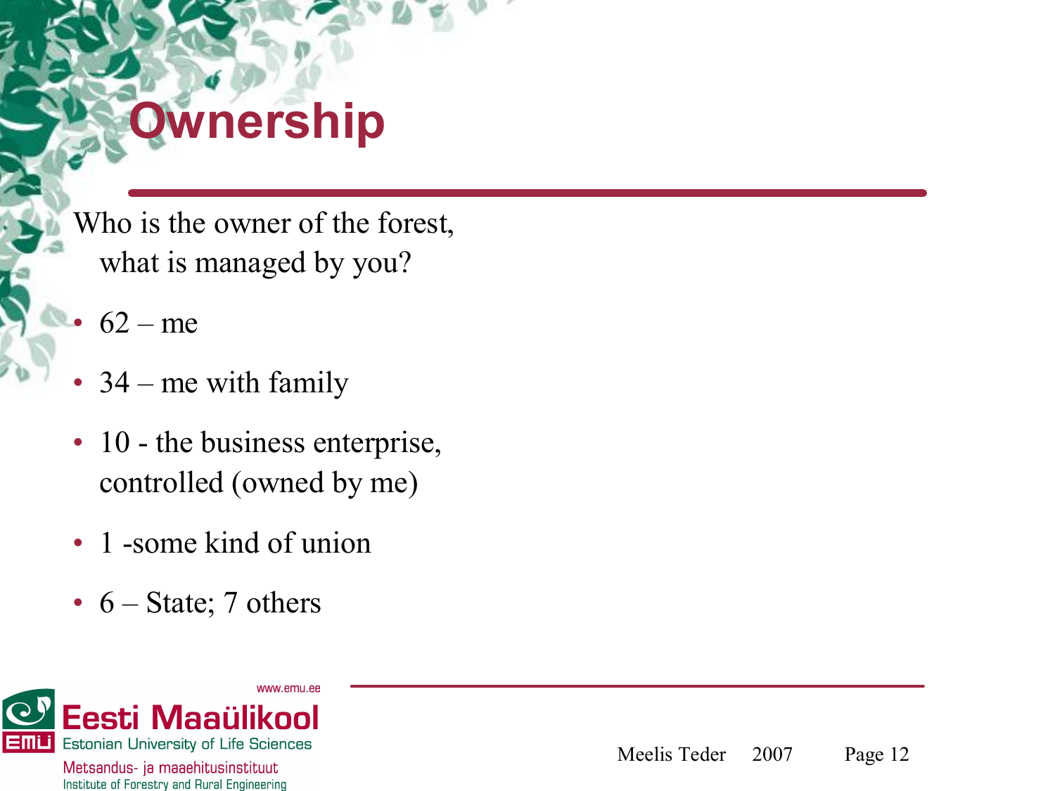# Ownership

Who is the owner of the forest, what is managed by you?

- 62 – me
- 34 – me with family
- 10 - the business enterprise, controlled (owned by me)
- 1 -some kind of union
- 6 – State; 7 others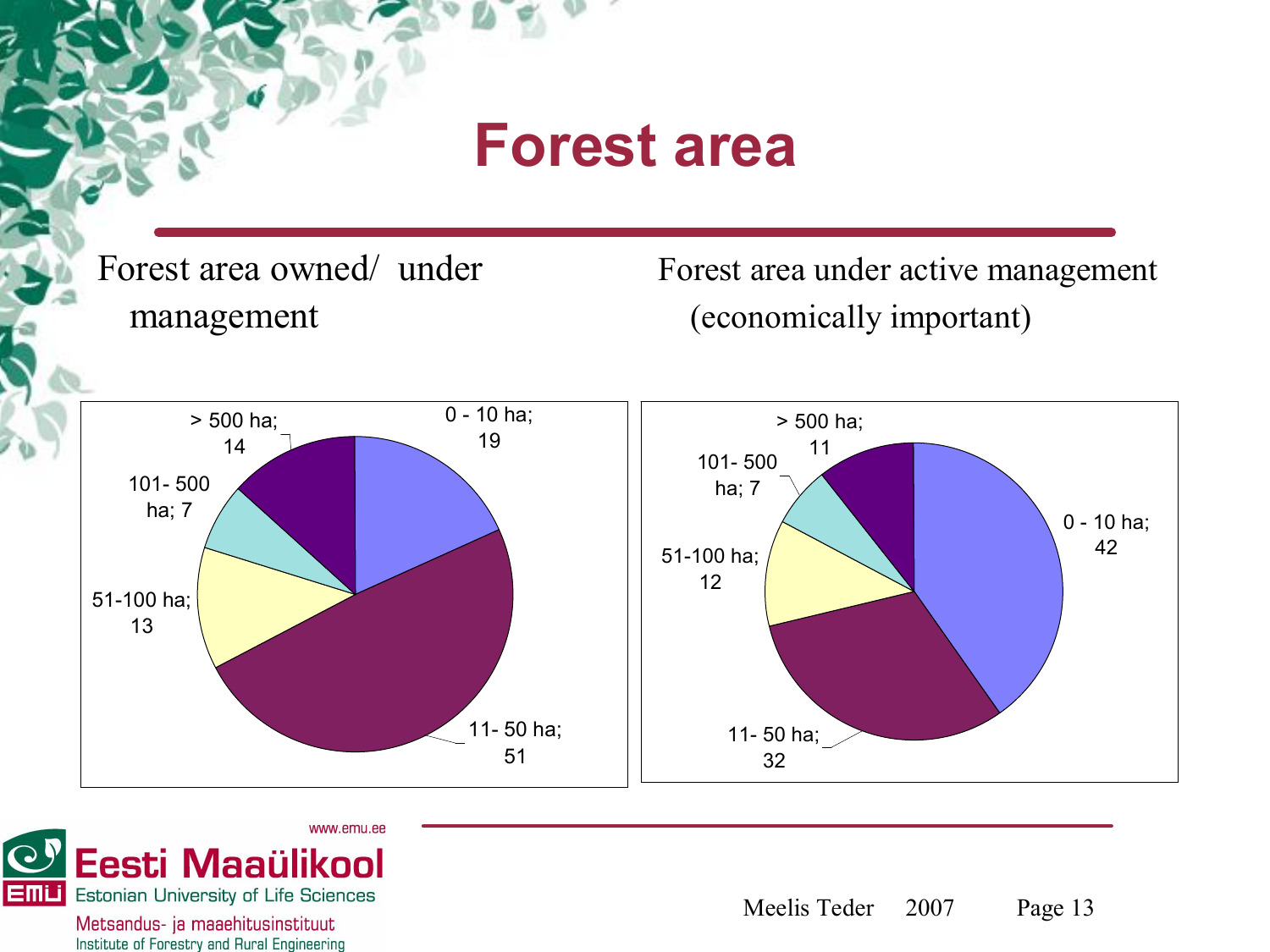# Forest area

Forest area owned/ under management

| Forest area | Value |
| --- | --- |
| 0 - 10 ha | 19 |
| 11- 50 ha | 51 |
| 51-100 ha | 13 |
| 101- 500 ha | 7 |
| > 500 ha | 14 |

Forest area under active management (economically important)

| Forest area | Value |
| --- | --- |
| 0 - 10 ha | 42 |
| 11- 50 ha | 32 |
| 51-100 ha | 12 |
| 101- 500 ha | 7 |
| > 500 ha | 11 |

Meelis Teder 2007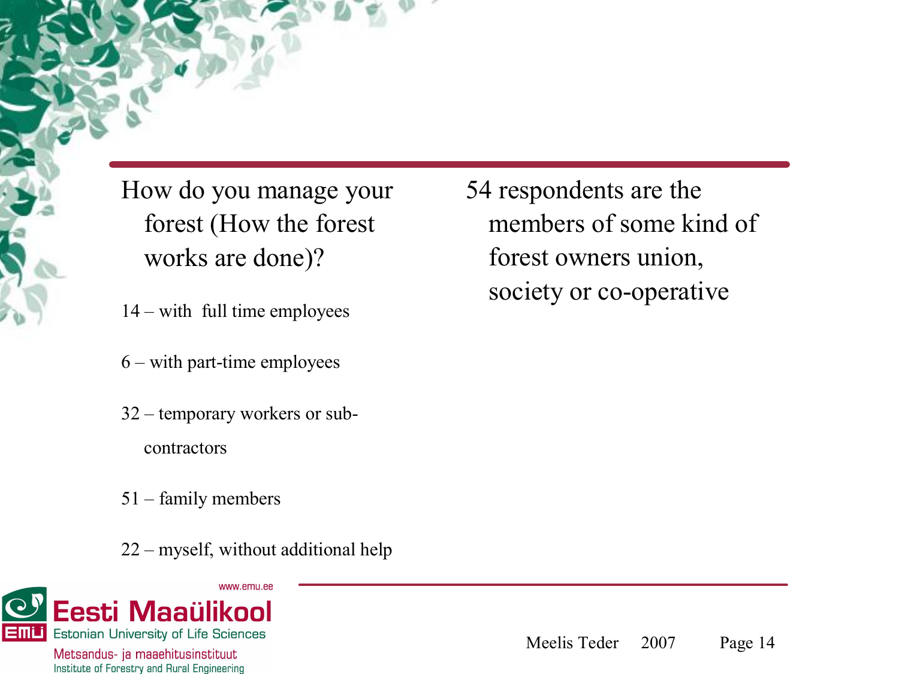How do you manage your forest (How the forest works are done)?

14 – with full time employees

6 – with part-time employees

32 – temporary workers or sub-contractors

51 – family members

22 – myself, without additional help

54 respondents are the members of some kind of forest owners union, society or co-operative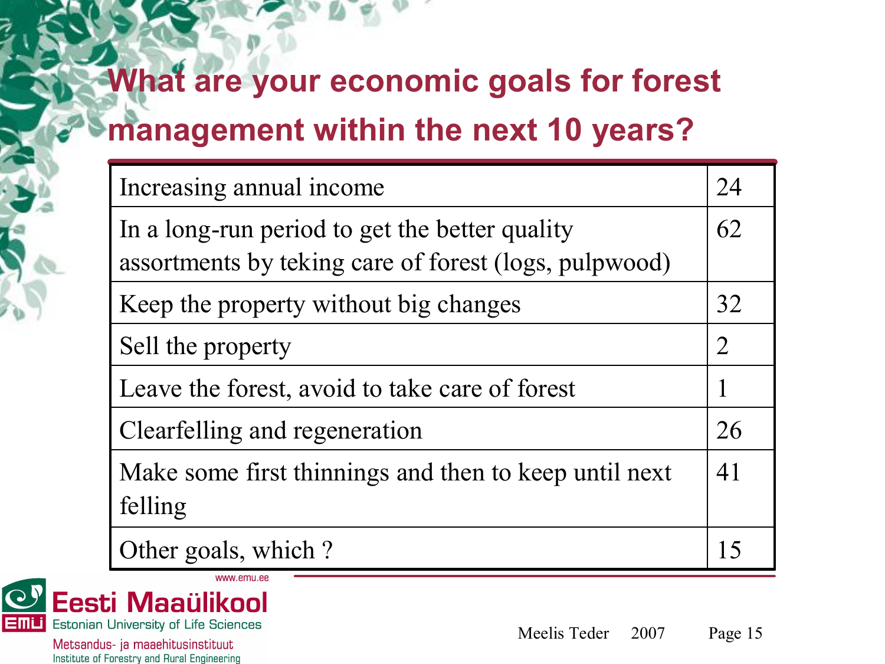# What are your economic goals for forest management within the next 10 years?

| | |
|---|---|
| Increasing annual income | 24 |
| In a long-run period to get the better quality assortments by teking care of forest (logs, pulpwood) | 62 |
| Keep the property without big changes | 32 |
| Sell the property | 2 |
| Leave the forest, avoid to take care of forest | 1 |
| Clearfelling and regeneration | 26 |
| Make some first thinnings and then to keep until next felling | 41 |
| Other goals, which ? | 15 |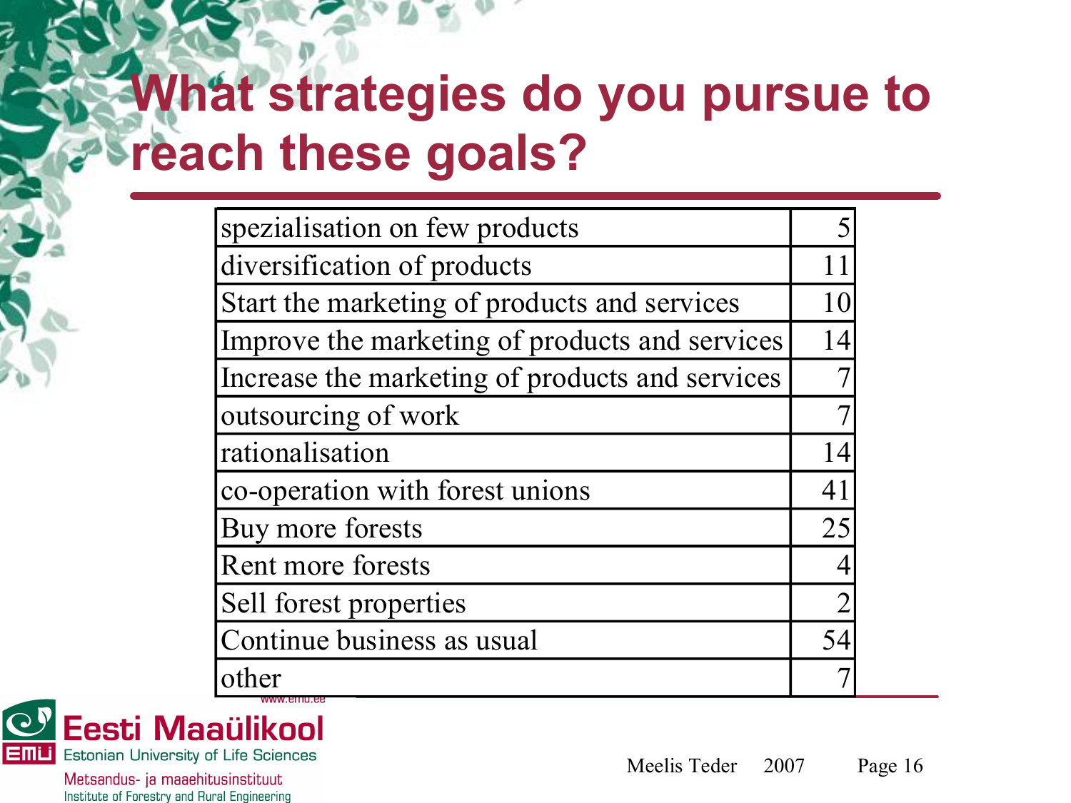# What strategies do you pursue to reach these goals?

| | |
|---|---|
| spezialisation on few products | 5 |
| diversification of products | 11 |
| Start the marketing of products and services | 10 |
| Improve the marketing of products and services | 14 |
| Increase the marketing of products and services | 7 |
| outsourcing of work | 7 |
| rationalisation | 14 |
| co-operation with forest unions | 41 |
| Buy more forests | 25 |
| Rent more forests | 4 |
| Sell forest properties | 2 |
| Continue business as usual | 54 |
| other | 7 |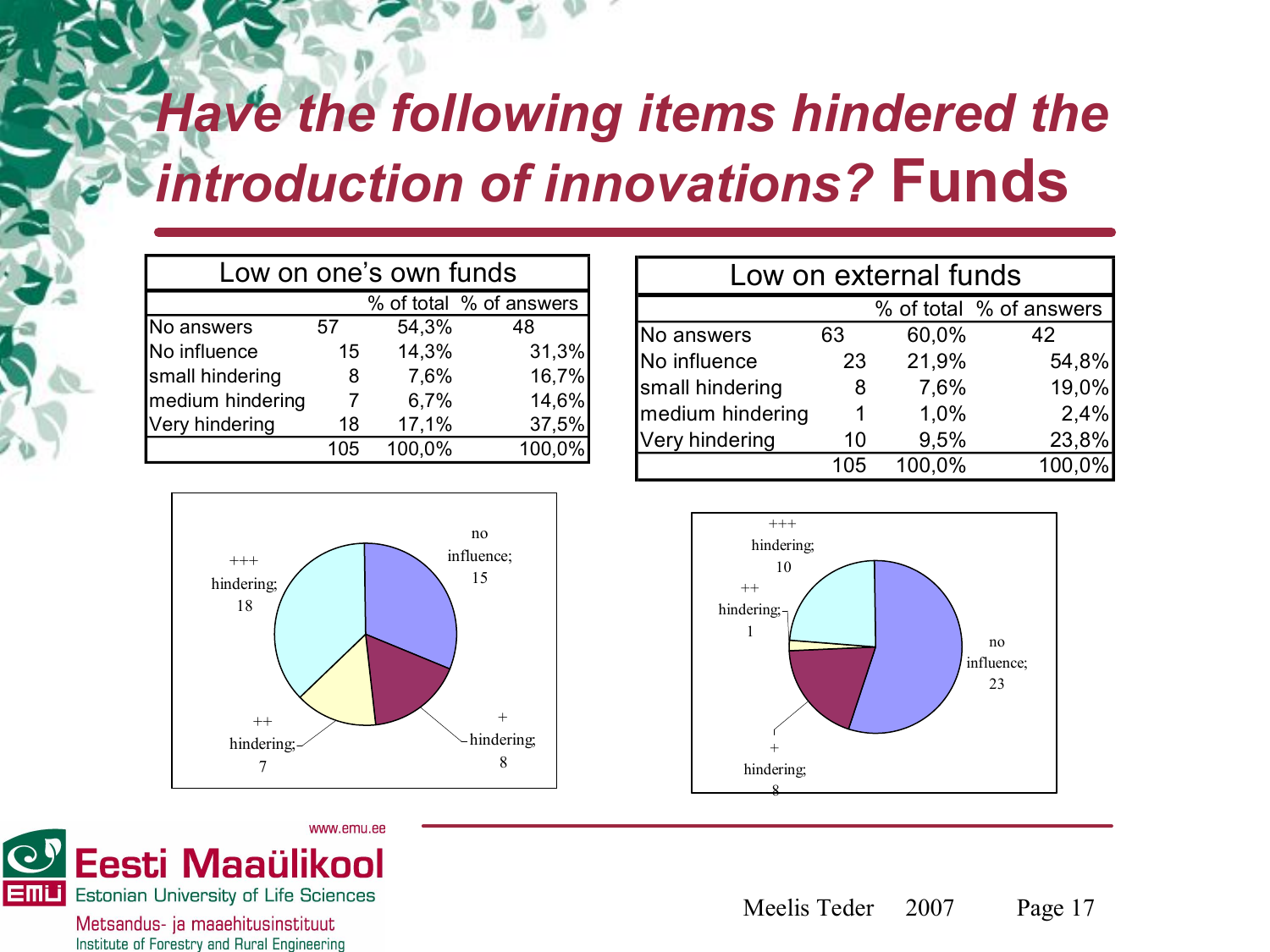# *Have the following items hindered the introduction of innovations?* Funds

| Low on one's own funds | | | |
|---|---|---|---|
| | | % of total | % of answers |
| No answers | 57 | 54,3% | 48 |
| No influence | 15 | 14,3% | 31,3% |
| small hindering | 8 | 7,6% | 16,7% |
| medium hindering | 7 | 6,7% | 14,6% |
| Very hindering | 18 | 17,1% | 37,5% |
| | 105 | 100,0% | 100,0% |

| Low on external funds | | | |
|---|---|---|---|
| | | % of total | % of answers |
| No answers | 63 | 60,0% | 42 |
| No influence | 23 | 21,9% | 54,8% |
| small hindering | 8 | 7,6% | 19,0% |
| medium hindering | 1 | 1,0% | 2,4% |
| Very hindering | 10 | 9,5% | 23,8% |
| | 105 | 100,0% | 100,0% |

no influence; 15
+ hindering; 8
++ hindering; 7
+++ hindering; 18

+++ hindering; 10
++ hindering; 1
no influence; 23
+ hindering; 8

www.emu.ee
Eesti Maaülikool
Estonian University of Life Sciences
Metsandus- ja maaehitusinstituut
Institute of Forestry and Rural Engineering

Meelis Teder 2007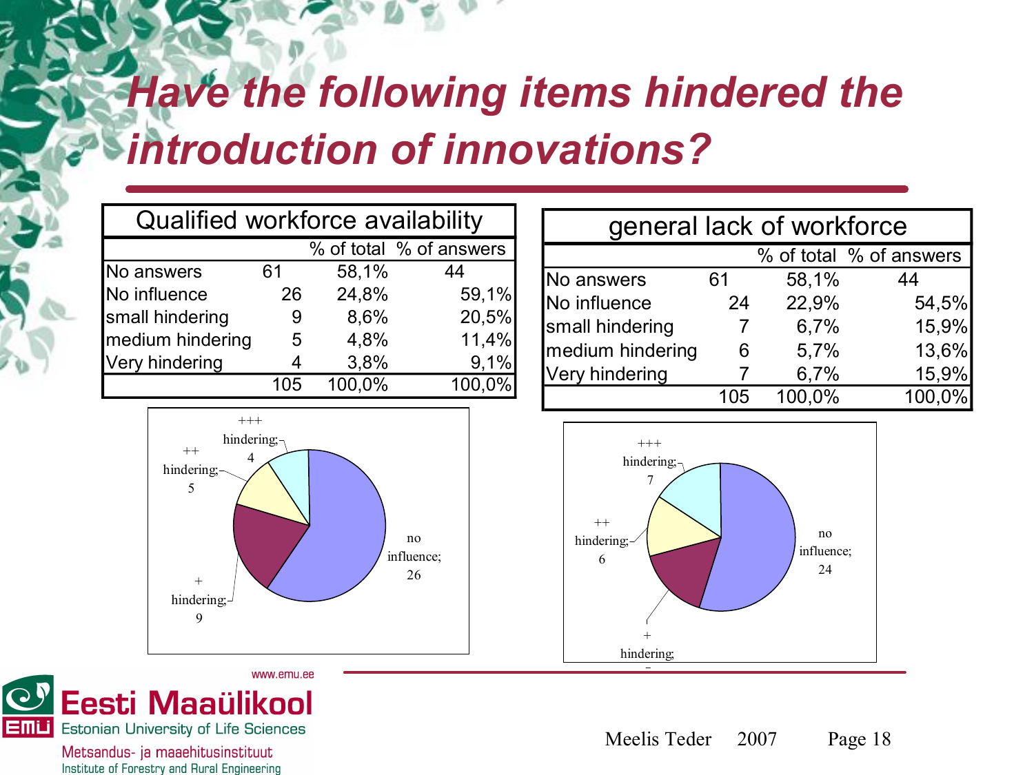# *Have the following items hindered the introduction of innovations?*

| Qualified workforce availability | | | |
|---|---|---|---|
| | | % of total | % of answers |
| No answers | 61 | 58,1% | 44 |
| No influence | 26 | 24,8% | 59,1% |
| small hindering | 9 | 8,6% | 20,5% |
| medium hindering | 5 | 4,8% | 11,4% |
| Very hindering | 4 | 3,8% | 9,1% |
| | 105 | 100,0% | 100,0% |

| general lack of workforce | | | |
|---|---|---|---|
| | | % of total | % of answers |
| No answers | 61 | 58,1% | 44 |
| No influence | 24 | 22,9% | 54,5% |
| small hindering | 7 | 6,7% | 15,9% |
| medium hindering | 6 | 5,7% | 13,6% |
| Very hindering | 7 | 6,7% | 15,9% |
| | 105 | 100,0% | 100,0% |

+++ hindering; 4
++ hindering; 5
+ hindering; 9
no influence; 26

+++ hindering; 7
++ hindering; 6
+ hindering; 7
no influence; 24

Meelis Teder 2007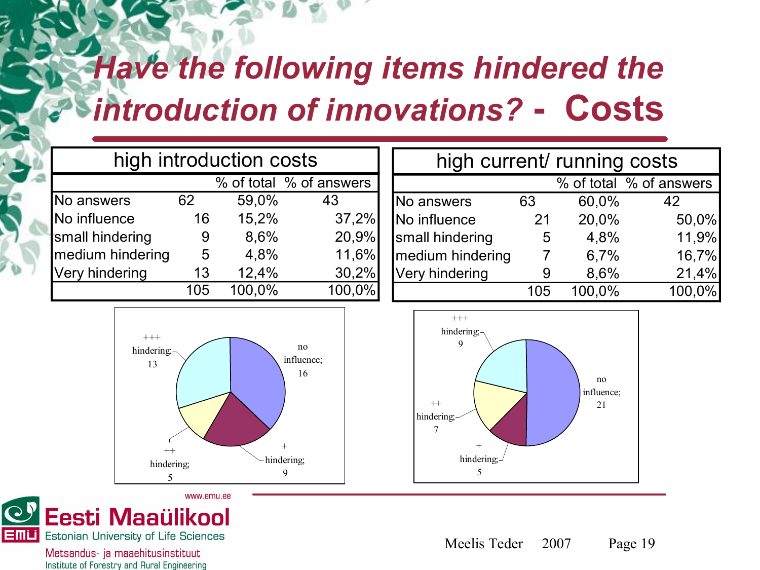# *Have the following items hindered the introduction of innovations?* - Costs

| high introduction costs | | | |
|---|---|---|---|
| | | % of total | % of answers |
| No answers | 62 | 59,0% | 43 |
| No influence | 16 | 15,2% | 37,2% |
| small hindering | 9 | 8,6% | 20,9% |
| medium hindering | 5 | 4,8% | 11,6% |
| Very hindering | 13 | 12,4% | 30,2% |
| | 105 | 100,0% | 100,0% |

| high current/ running costs | | | |
|---|---|---|---|
| | | % of total | % of answers |
| No answers | 63 | 60,0% | 42 |
| No influence | 21 | 20,0% | 50,0% |
| small hindering | 5 | 4,8% | 11,9% |
| medium hindering | 7 | 6,7% | 16,7% |
| Very hindering | 9 | 8,6% | 21,4% |
| | 105 | 100,0% | 100,0% |

no influence; 16
+ hindering; 9
++ hindering; 5
+++ hindering; 13

no influence; 21
+ hindering; 5
++ hindering; 7
+++ hindering; 9

www.emu.ee

Eesti Maaülikool
Estonian University of Life Sciences
Metsandus- ja maaehitusinstituut
Institute of Forestry and Rural Engineering

Meelis Teder 2007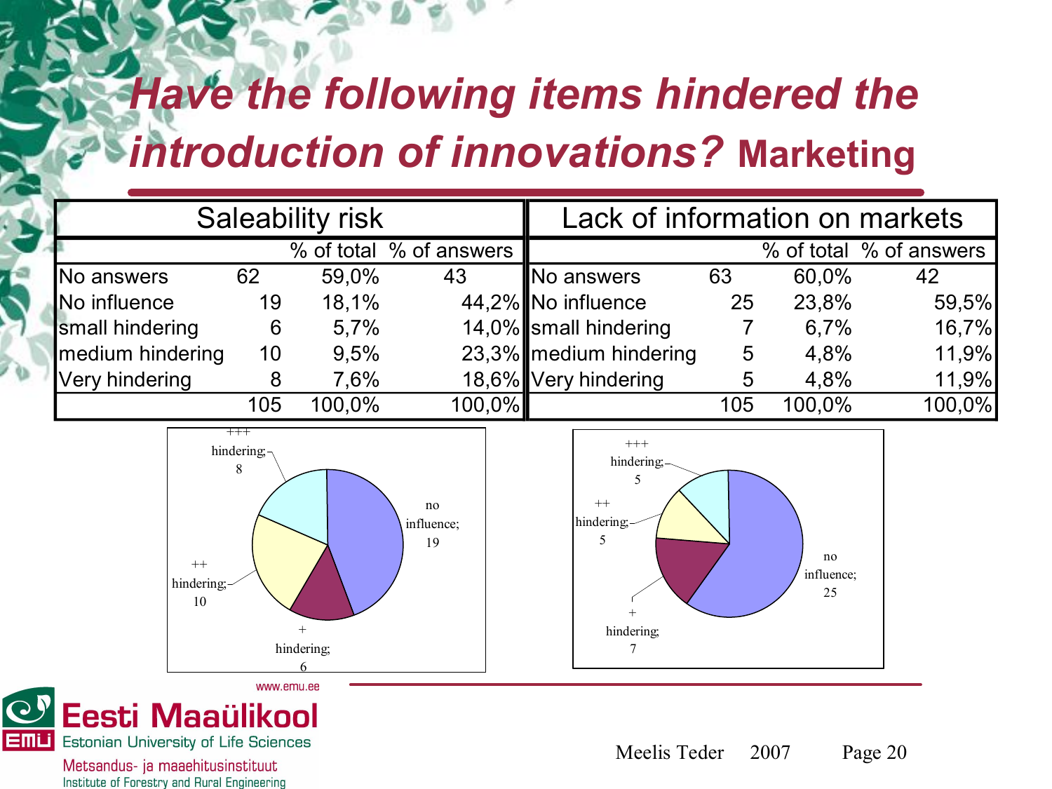# *Have the following items hindered the introduction of innovations?* Marketing

| Saleability risk | | | | Lack of information on markets | | | |
|---|---|---|---|---|---|---|---|
| | | % of total | % of answers | | | % of total | % of answers |
| No answers | 62 | 59,0% | 43 | No answers | 63 | 60,0% | 42 |
| No influence | 19 | 18,1% | 44,2% | No influence | 25 | 23,8% | 59,5% |
| small hindering | 6 | 5,7% | 14,0% | small hindering | 7 | 6,7% | 16,7% |
| medium hindering | 10 | 9,5% | 23,3% | medium hindering | 5 | 4,8% | 11,9% |
| Very hindering | 8 | 7,6% | 18,6% | Very hindering | 5 | 4,8% | 11,9% |
| | 105 | 100,0% | 100,0% | | 105 | 100,0% | 100,0% |

+++ hindering; 8
no influence; 19
++ hindering; 10
\+ hindering; 6

+++ hindering; 5
++ hindering; 5
no influence; 25
\+ hindering; 7

www.emu.ee

Eesti Maaülikool
Estonian University of Life Sciences
Metsandus- ja maaehitusinstituut
Institute of Forestry and Rural Engineering

Meelis Teder 2007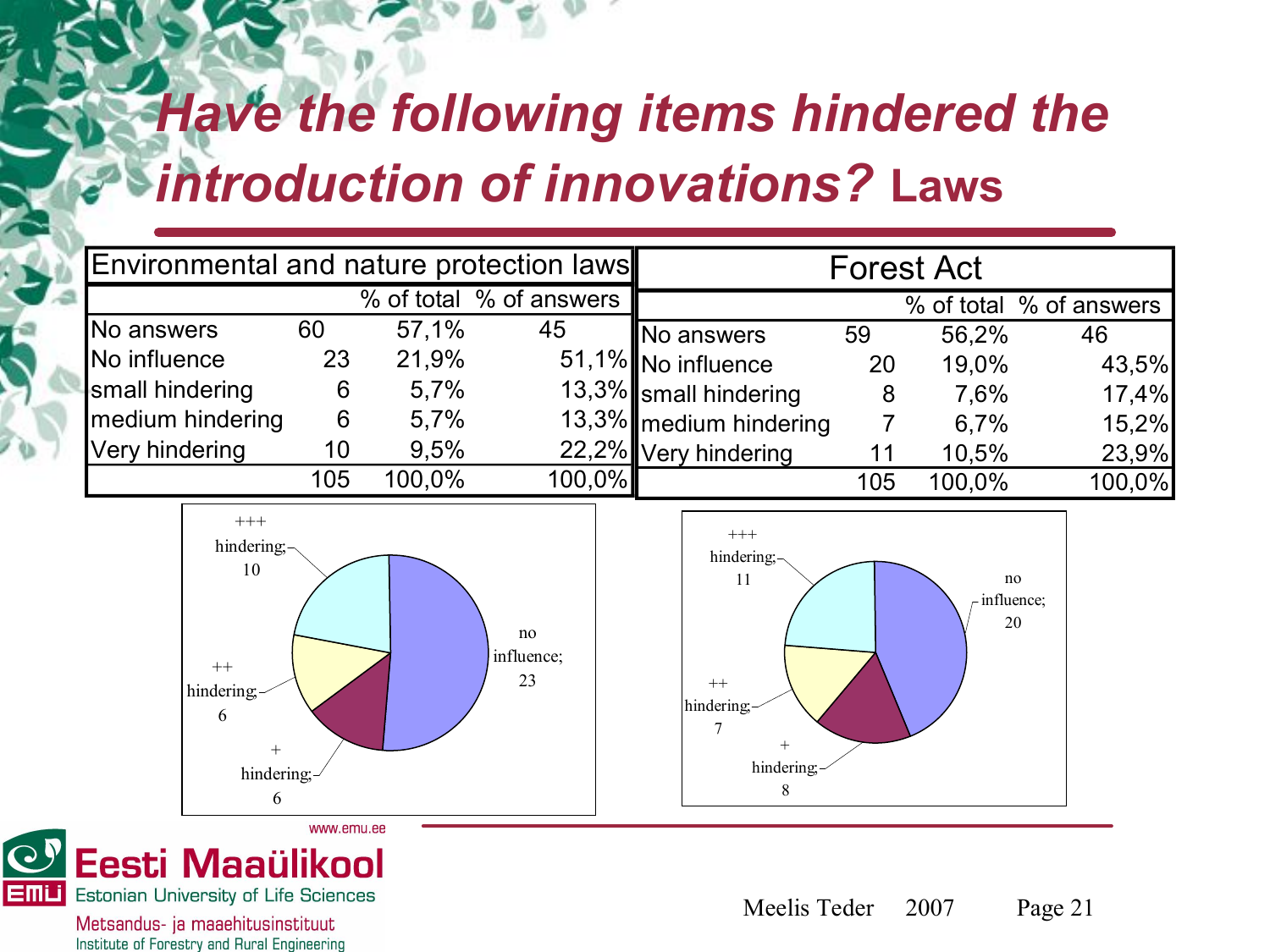# *Have the following items hindered the introduction of innovations?* Laws

| Environmental and nature protection laws | | | |
|---|---|---|---|
| | | % of total | % of answers |
| No answers | 60 | 57,1% | 45 |
| No influence | 23 | 21,9% | 51,1% |
| small hindering | 6 | 5,7% | 13,3% |
| medium hindering | 6 | 5,7% | 13,3% |
| Very hindering | 10 | 9,5% | 22,2% |
| | 105 | 100,0% | 100,0% |

| Forest Act | | | |
|---|---|---|---|
| | | % of total | % of answers |
| No answers | 59 | 56,2% | 46 |
| No influence | 20 | 19,0% | 43,5% |
| small hindering | 8 | 7,6% | 17,4% |
| medium hindering | 7 | 6,7% | 15,2% |
| Very hindering | 11 | 10,5% | 23,9% |
| | 105 | 100,0% | 100,0% |

+++ hindering; 10
no influence; 23
++ hindering; 6
+ hindering; 6

+++ hindering; 11
no influence; 20
++ hindering; 7
+ hindering; 8

www.emu.ee

Eesti Maaülikool
Estonian University of Life Sciences
Metsandus- ja maaehitusinstituut
Institute of Forestry and Rural Engineering

Meelis Teder 2007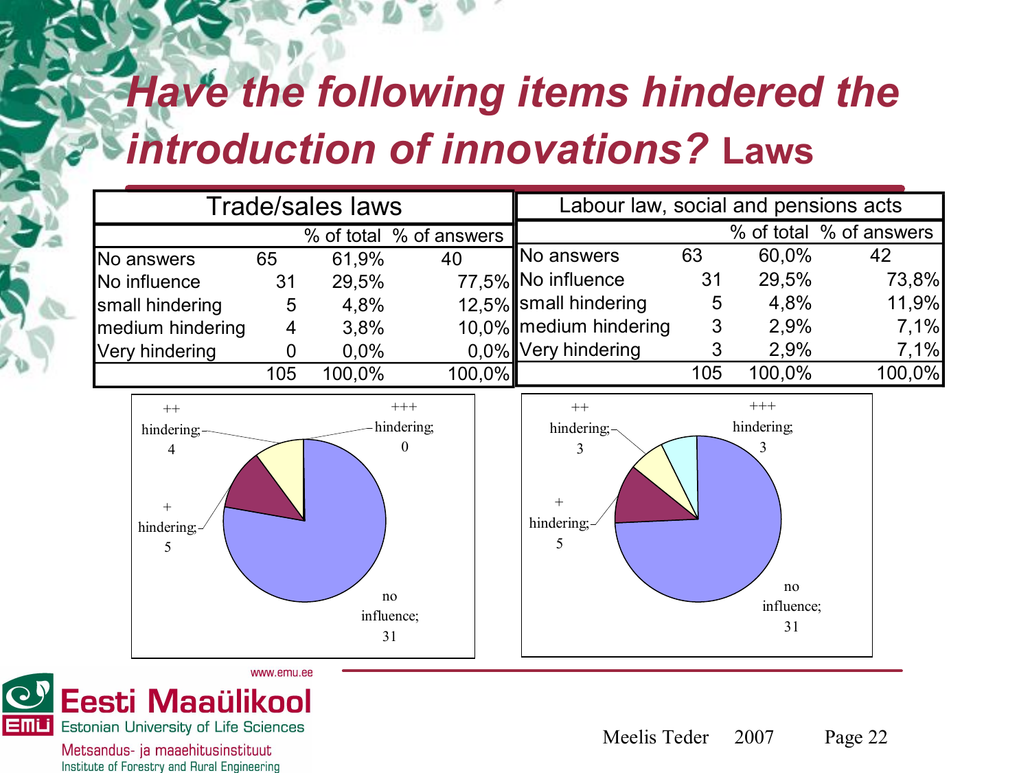# *Have the following items hindered the introduction of innovations?* Laws

| Trade/sales laws | | | |
|---|---|---|---|
| | | % of total | % of answers |
| No answers | 65 | 61,9% | 40 |
| No influence | 31 | 29,5% | 77,5% |
| small hindering | 5 | 4,8% | 12,5% |
| medium hindering | 4 | 3,8% | 10,0% |
| Very hindering | 0 | 0,0% | 0,0% |
| | 105 | 100,0% | 100,0% |

| Labour law, social and pensions acts | | | |
|---|---|---|---|
| | | % of total | % of answers |
| No answers | 63 | 60,0% | 42 |
| No influence | 31 | 29,5% | 73,8% |
| small hindering | 5 | 4,8% | 11,9% |
| medium hindering | 3 | 2,9% | 7,1% |
| Very hindering | 3 | 2,9% | 7,1% |
| | 105 | 100,0% | 100,0% |

++ hindering; 4
+++ hindering; 0
+ hindering; 5
no influence; 31

++ hindering; 3
+++ hindering; 3
+ hindering; 5
no influence; 31

Meelis Teder 2007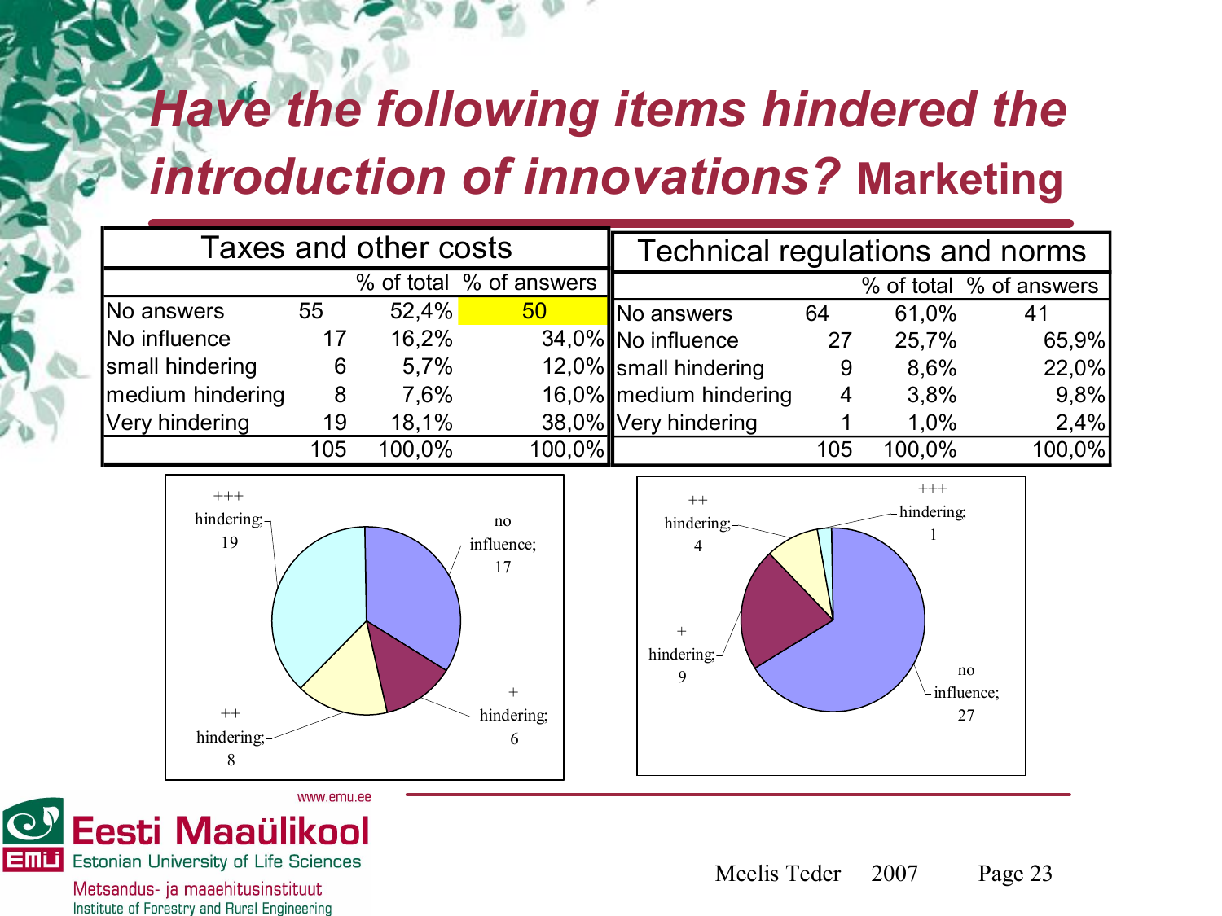# *Have the following items hindered the introduction of innovations?* Marketing

| Taxes and other costs | | | |
|---|---|---|---|
| | | % of total | % of answers |
| No answers | 55 | 52,4% | 50 |
| No influence | 17 | 16,2% | 34,0% |
| small hindering | 6 | 5,7% | 12,0% |
| medium hindering | 8 | 7,6% | 16,0% |
| Very hindering | 19 | 18,1% | 38,0% |
| | 105 | 100,0% | 100,0% |

| Technical regulations and norms | | | |
|---|---|---|---|
| | | % of total | % of answers |
| No answers | 64 | 61,0% | 41 |
| No influence | 27 | 25,7% | 65,9% |
| small hindering | 9 | 8,6% | 22,0% |
| medium hindering | 4 | 3,8% | 9,8% |
| Very hindering | 1 | 1,0% | 2,4% |
| | 105 | 100,0% | 100,0% |

+++ hindering; 19
no influence; 17
+ hindering; 6
++ hindering; 8

++ hindering; 4
+++ hindering; 1
+ hindering; 9
no influence; 27

Meelis Teder 2007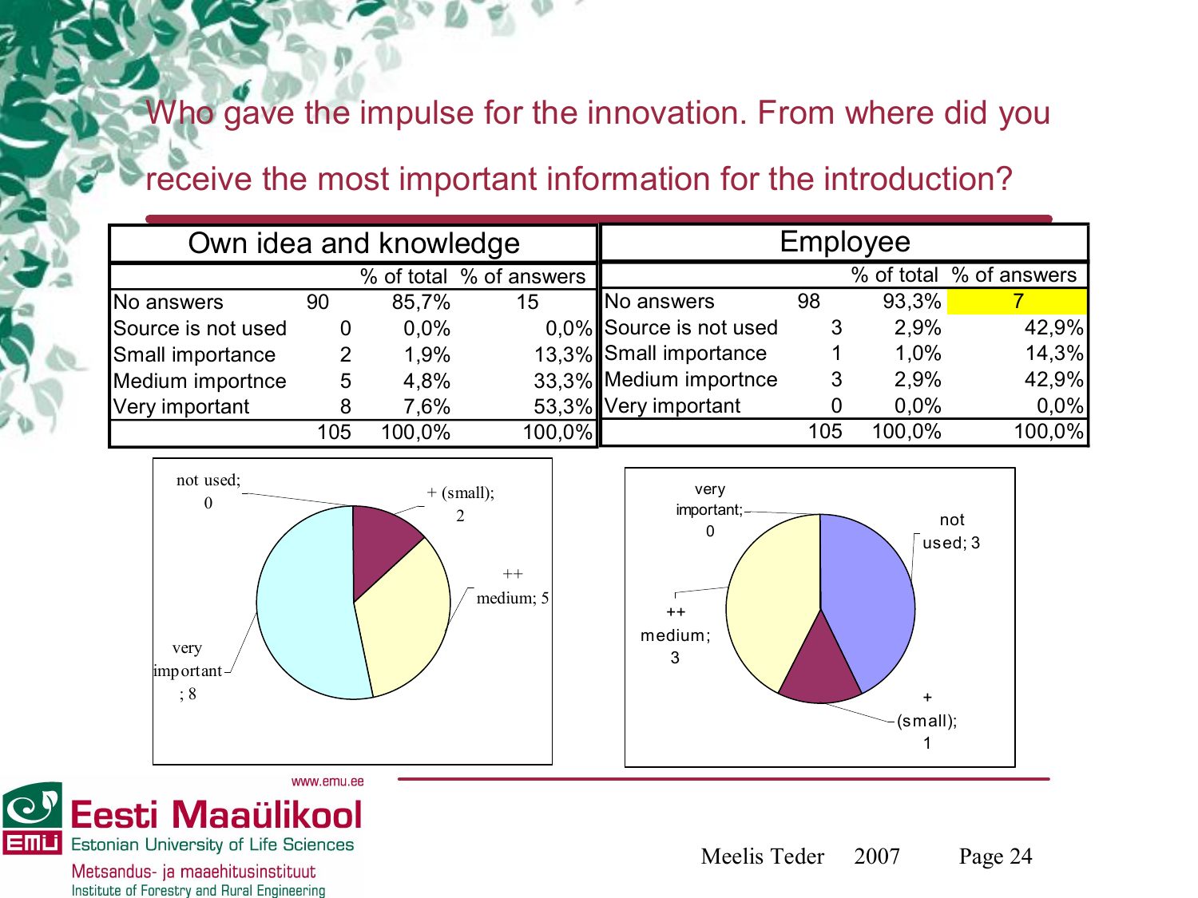# Who gave the impulse for the innovation. From where did you receive the most important information for the introduction?

| Own idea and knowledge | | | |
|---|---|---|---|
| | | % of total | % of answers |
| No answers | 90 | 85,7% | 15 |
| Source is not used | 0 | 0,0% | 0,0% |
| Small importance | 2 | 1,9% | 13,3% |
| Medium importnce | 5 | 4,8% | 33,3% |
| Very important | 8 | 7,6% | 53,3% |
| | 105 | 100,0% | 100,0% |

| Employee | | | |
|---|---|---|---|
| | | % of total | % of answers |
| No answers | 98 | 93,3% | 7 |
| Source is not used | 3 | 2,9% | 42,9% |
| Small importance | 1 | 1,0% | 14,3% |
| Medium importnce | 3 | 2,9% | 42,9% |
| Very important | 0 | 0,0% | 0,0% |
| | 105 | 100,0% | 100,0% |

not used; 0
+ (small); 2
++ medium; 5
very important; 8

very important; 0
not used; 3
++ medium; 3
+ (small); 1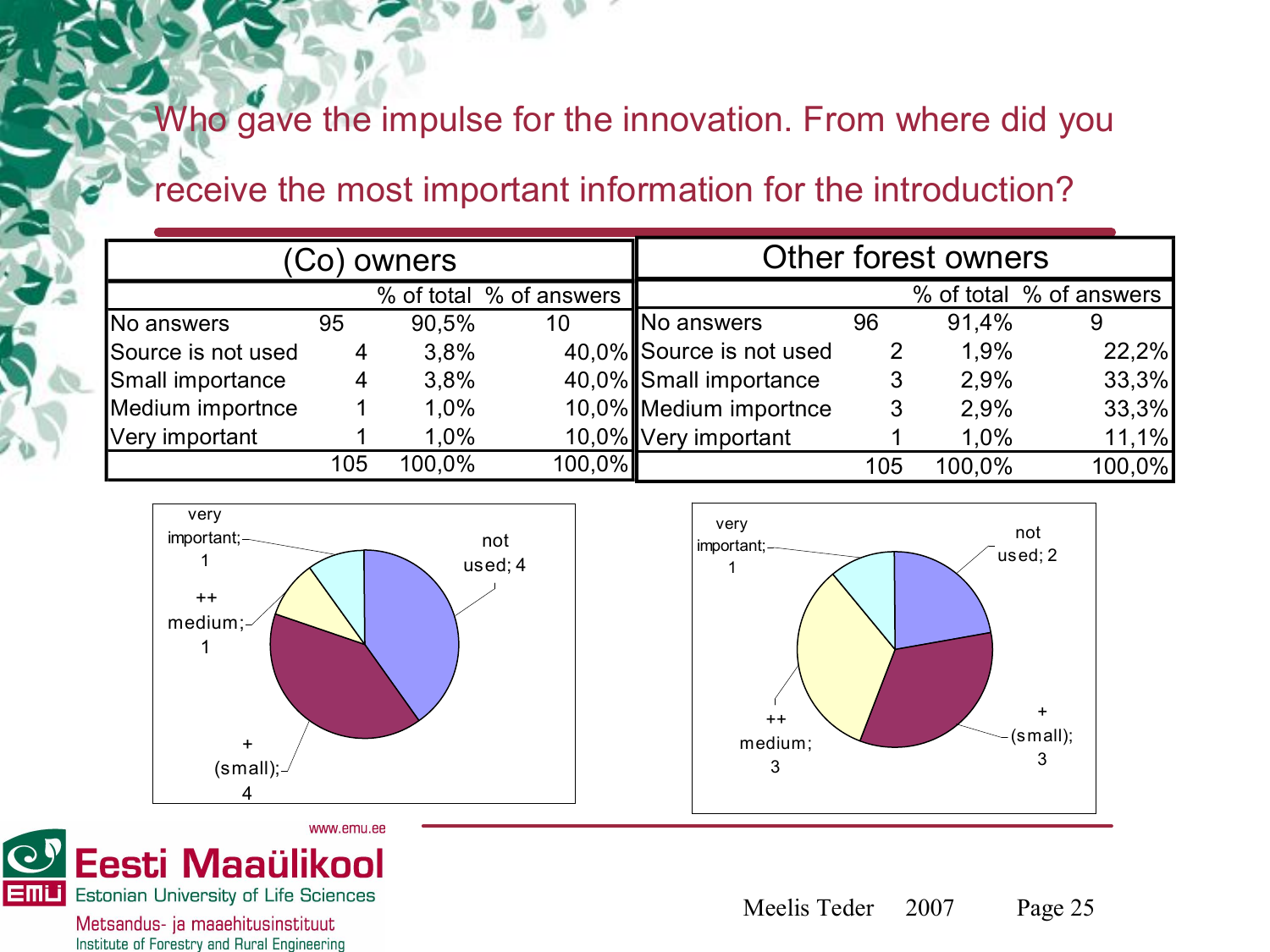# Who gave the impulse for the innovation. From where did you receive the most important information for the introduction?

| (Co) owners | | | |
|---|---|---|---|
| | | % of total | % of answers |
| No answers | 95 | 90,5% | 10 |
| Source is not used | 4 | 3,8% | 40,0% |
| Small importance | 4 | 3,8% | 40,0% |
| Medium importnce | 1 | 1,0% | 10,0% |
| Very important | 1 | 1,0% | 10,0% |
| | 105 | 100,0% | 100,0% |

| Other forest owners | | | |
|---|---|---|---|
| | | % of total | % of answers |
| No answers | 96 | 91,4% | 9 |
| Source is not used | 2 | 1,9% | 22,2% |
| Small importance | 3 | 2,9% | 33,3% |
| Medium importnce | 3 | 2,9% | 33,3% |
| Very important | 1 | 1,0% | 11,1% |
| | 105 | 100,0% | 100,0% |

(Co) owners chart: not used; 4 — + (small); 4 — ++ medium; 1 — very important; 1

Other forest owners chart: not used; 2 — + (small); 3 — ++ medium; 3 — very important; 1

Meelis Teder 2007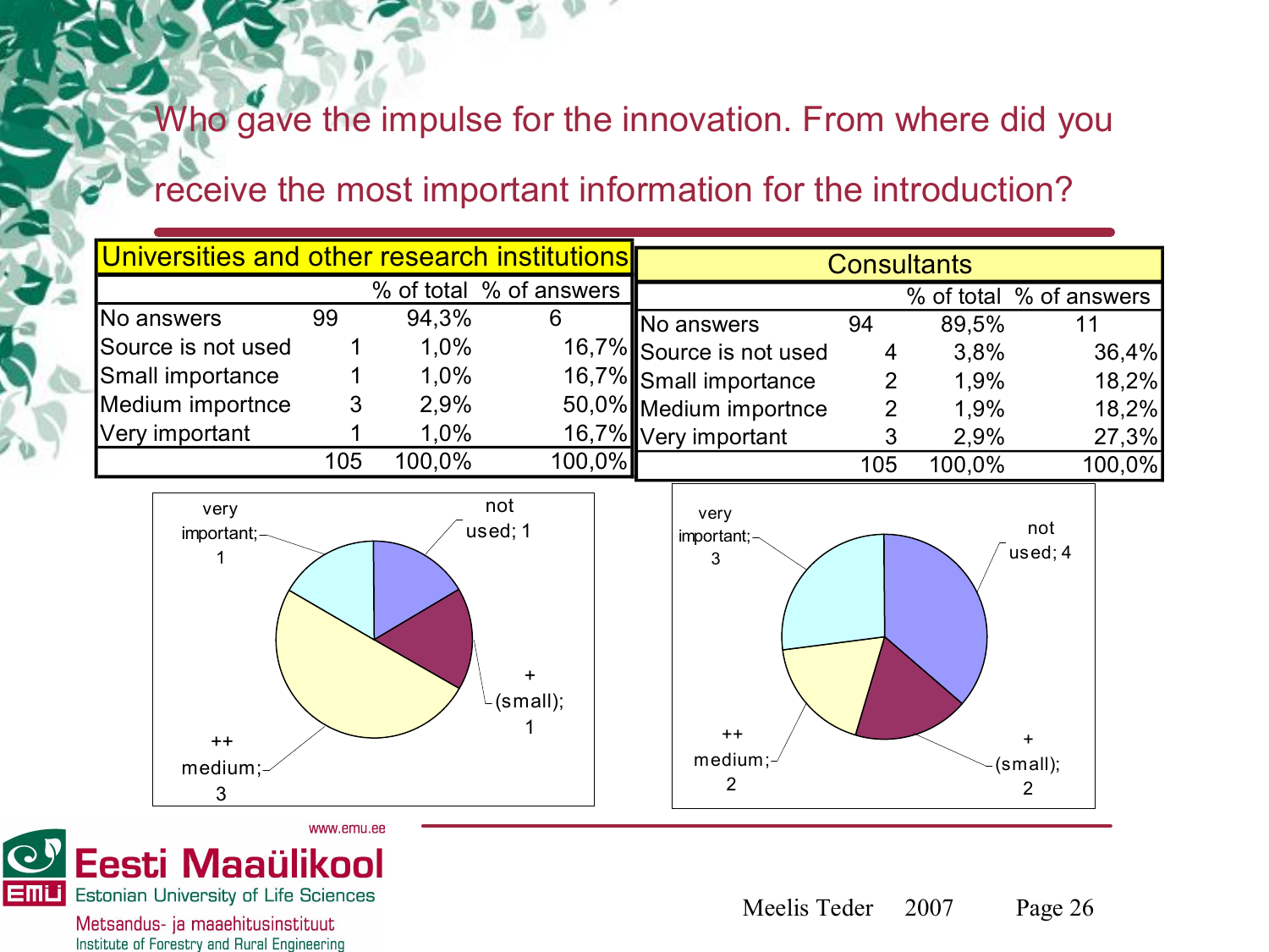# Who gave the impulse for the innovation. From where did you receive the most important information for the introduction?

| Universities and other research institutions | | | |
|---|---|---|---|
| | | % of total | % of answers |
| No answers | 99 | 94,3% | 6 |
| Source is not used | 1 | 1,0% | 16,7% |
| Small importance | 1 | 1,0% | 16,7% |
| Medium importnce | 3 | 2,9% | 50,0% |
| Very important | 1 | 1,0% | 16,7% |
| | 105 | 100,0% | 100,0% |

| Consultants | | | |
|---|---|---|---|
| | | % of total | % of answers |
| No answers | 94 | 89,5% | 11 |
| Source is not used | 4 | 3,8% | 36,4% |
| Small importance | 2 | 1,9% | 18,2% |
| Medium importnce | 2 | 1,9% | 18,2% |
| Very important | 3 | 2,9% | 27,3% |
| | 105 | 100,0% | 100,0% |

very important; 1 — not used; 1 — + (small); 1 — ++ medium; 3

very important; 3 — not used; 4 — + (small); 2 — ++ medium; 2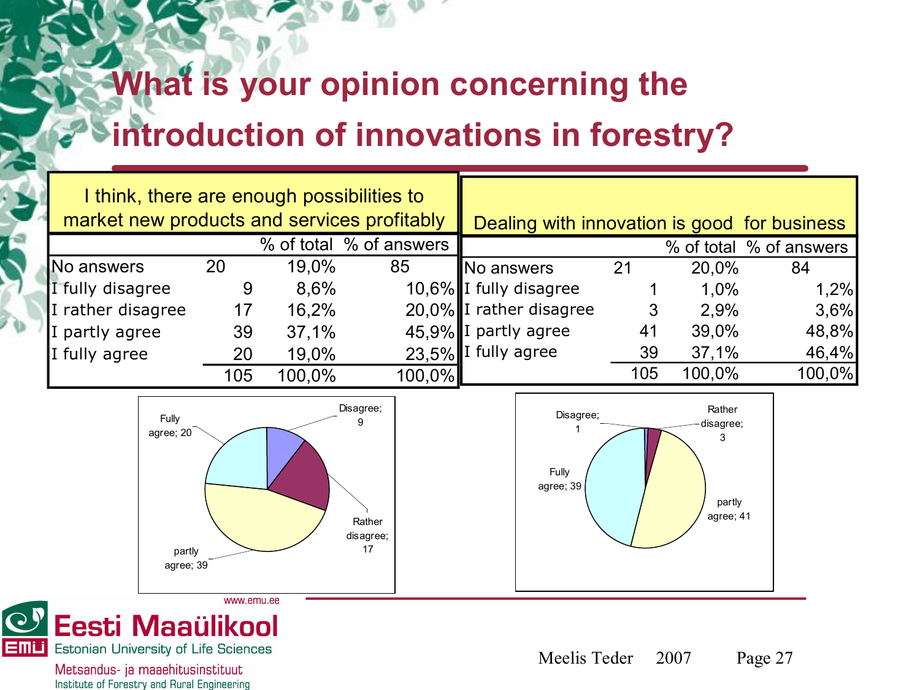# What is your opinion concerning the introduction of innovations in forestry?

| I think, there are enough possibilities to market new products and services profitably | | % of total | % of answers |
|---|---|---|---|
| No answers | 20 | 19,0% | 85 |
| I fully disagree | 9 | 8,6% | 10,6% |
| I rather disagree | 17 | 16,2% | 20,0% |
| I partly agree | 39 | 37,1% | 45,9% |
| I fully agree | 20 | 19,0% | 23,5% |
| | 105 | 100,0% | 100,0% |

| Dealing with innovation is good for business | | % of total | % of answers |
|---|---|---|---|
| No answers | 21 | 20,0% | 84 |
| I fully disagree | 1 | 1,0% | 1,2% |
| I rather disagree | 3 | 2,9% | 3,6% |
| I partly agree | 41 | 39,0% | 48,8% |
| I fully agree | 39 | 37,1% | 46,4% |
| | 105 | 100,0% | 100,0% |

Fully agree; 20 — Disagree; 9 — Rather disagree; 17 — partly agree; 39

Disagree; 1 — Rather disagree; 3 — Fully agree; 39 — partly agree; 41

www.emu.ee

Eesti Maaülikool
Estonian University of Life Sciences
Metsandus- ja maaehitusinstituut
Institute of Forestry and Rural Engineering

Meelis Teder 2007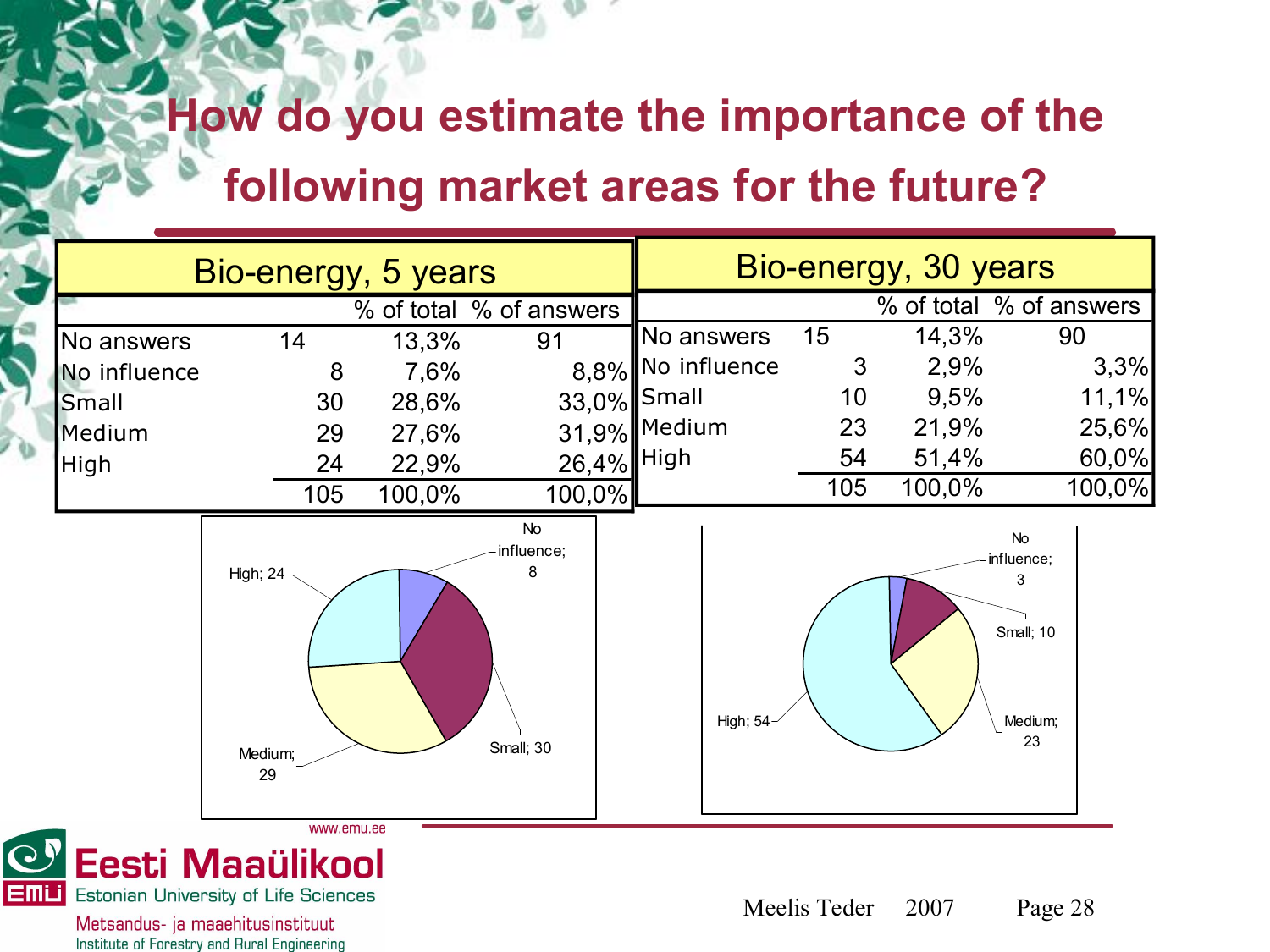# How do you estimate the importance of the following market areas for the future?

| Bio-energy, 5 years | | | |
|---|---|---|---|
| | | % of total | % of answers |
| No answers | 14 | 13,3% | 91 |
| No influence | 8 | 7,6% | 8,8% |
| Small | 30 | 28,6% | 33,0% |
| Medium | 29 | 27,6% | 31,9% |
| High | 24 | 22,9% | 26,4% |
| | 105 | 100,0% | 100,0% |

| Bio-energy, 30 years | | | |
|---|---|---|---|
| | | % of total | % of answers |
| No answers | 15 | 14,3% | 90 |
| No influence | 3 | 2,9% | 3,3% |
| Small | 10 | 9,5% | 11,1% |
| Medium | 23 | 21,9% | 25,6% |
| High | 54 | 51,4% | 60,0% |
| | 105 | 100,0% | 100,0% |

High; 24 — No influence; 8 — Small; 30 — Medium; 29

No influence; 3 — Small; 10 — Medium; 23 — High; 54

www.emu.ee

Eesti Maaülikool
Estonian University of Life Sciences
Metsandus- ja maaehitusinstituut
Institute of Forestry and Rural Engineering

Meelis Teder 2007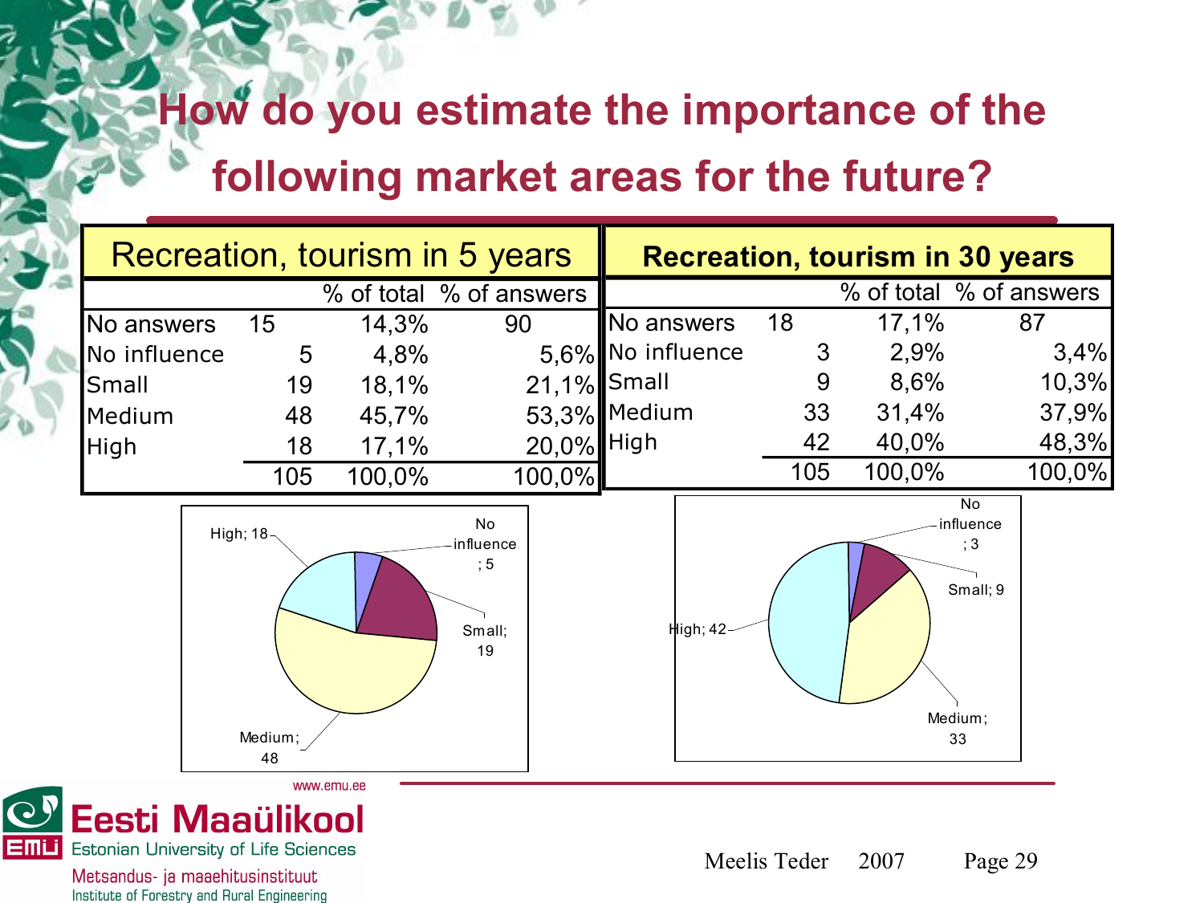# How do you estimate the importance of the following market areas for the future?

| Recreation, tourism in 5 years | | % of total | % of answers |
|---|---|---|---|
| No answers | 15 | 14,3% | 90 |
| No influence | 5 | 4,8% | 5,6% |
| Small | 19 | 18,1% | 21,1% |
| Medium | 48 | 45,7% | 53,3% |
| High | 18 | 17,1% | 20,0% |
| | 105 | 100,0% | 100,0% |

| **Recreation, tourism in 30 years** | | % of total | % of answers |
|---|---|---|---|
| No answers | 18 | 17,1% | 87 |
| No influence | 3 | 2,9% | 3,4% |
| Small | 9 | 8,6% | 10,3% |
| Medium | 33 | 31,4% | 37,9% |
| High | 42 | 40,0% | 48,3% |
| | 105 | 100,0% | 100,0% |

High; 18 — No influence; 5 — Small; 19 — Medium; 48

No influence; 3 — Small; 9 — Medium; 33 — High; 42

www.emu.ee

Eesti Maaülikool
Estonian University of Life Sciences
Metsandus- ja maaehitusinstituut
Institute of Forestry and Rural Engineering

Meelis Teder 2007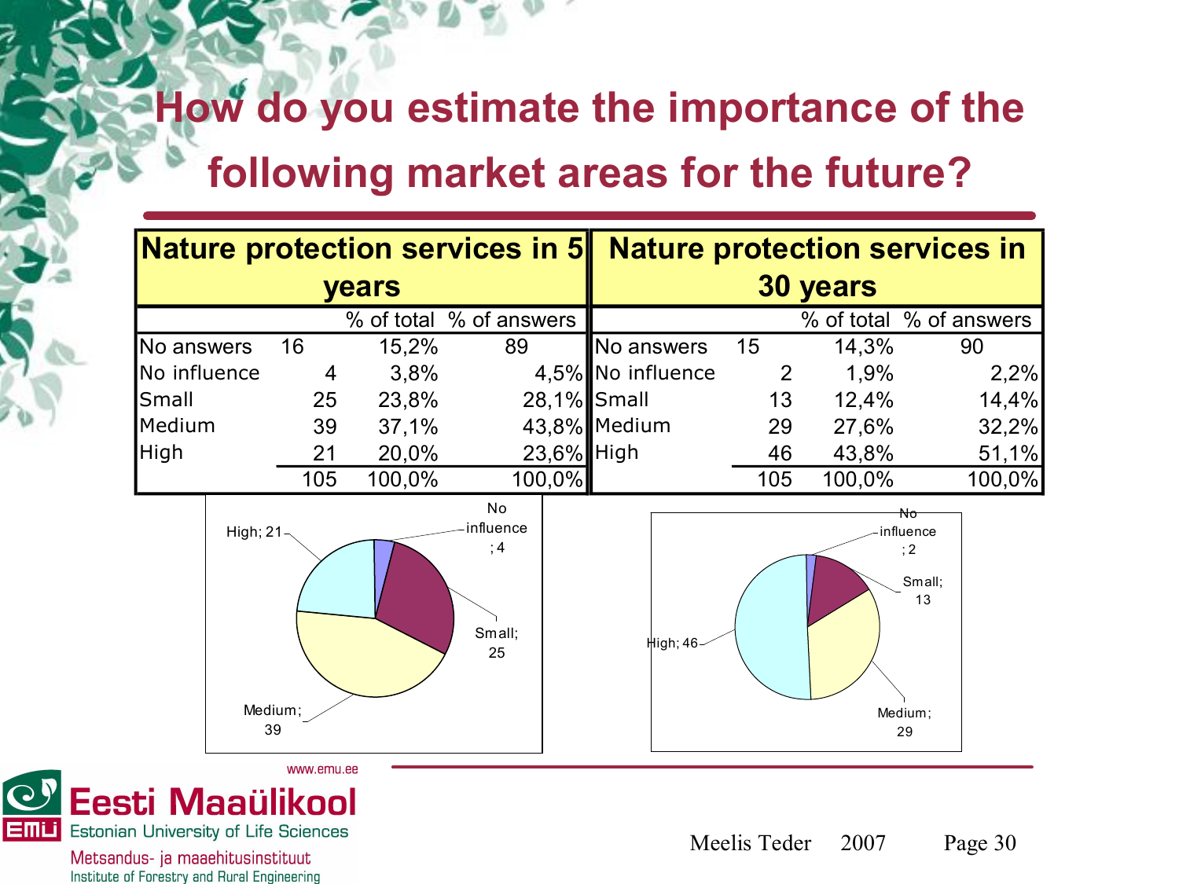# How do you estimate the importance of the following market areas for the future?

| Nature protection services in 5 years | | | | Nature protection services in 30 years | | | |
|---|---|---|---|---|---|---|---|
| | | % of total | % of answers | | | % of total | % of answers |
| No answers | 16 | 15,2% | 89 | No answers | 15 | 14,3% | 90 |
| No influence | 4 | 3,8% | 4,5% | No influence | 2 | 1,9% | 2,2% |
| Small | 25 | 23,8% | 28,1% | Small | 13 | 12,4% | 14,4% |
| Medium | 39 | 37,1% | 43,8% | Medium | 29 | 27,6% | 32,2% |
| High | 21 | 20,0% | 23,6% | High | 46 | 43,8% | 51,1% |
| | 105 | 100,0% | 100,0% | | 105 | 100,0% | 100,0% |

High; 21 — No influence; 4 — Small; 25 — Medium; 39

No influence; 2 — Small; 13 — High; 46 — Medium; 29

www.emu.ee

Eesti Maaülikool
Estonian University of Life Sciences
Metsandus- ja maaehitusinstituut
Institute of Forestry and Rural Engineering

Meelis Teder 2007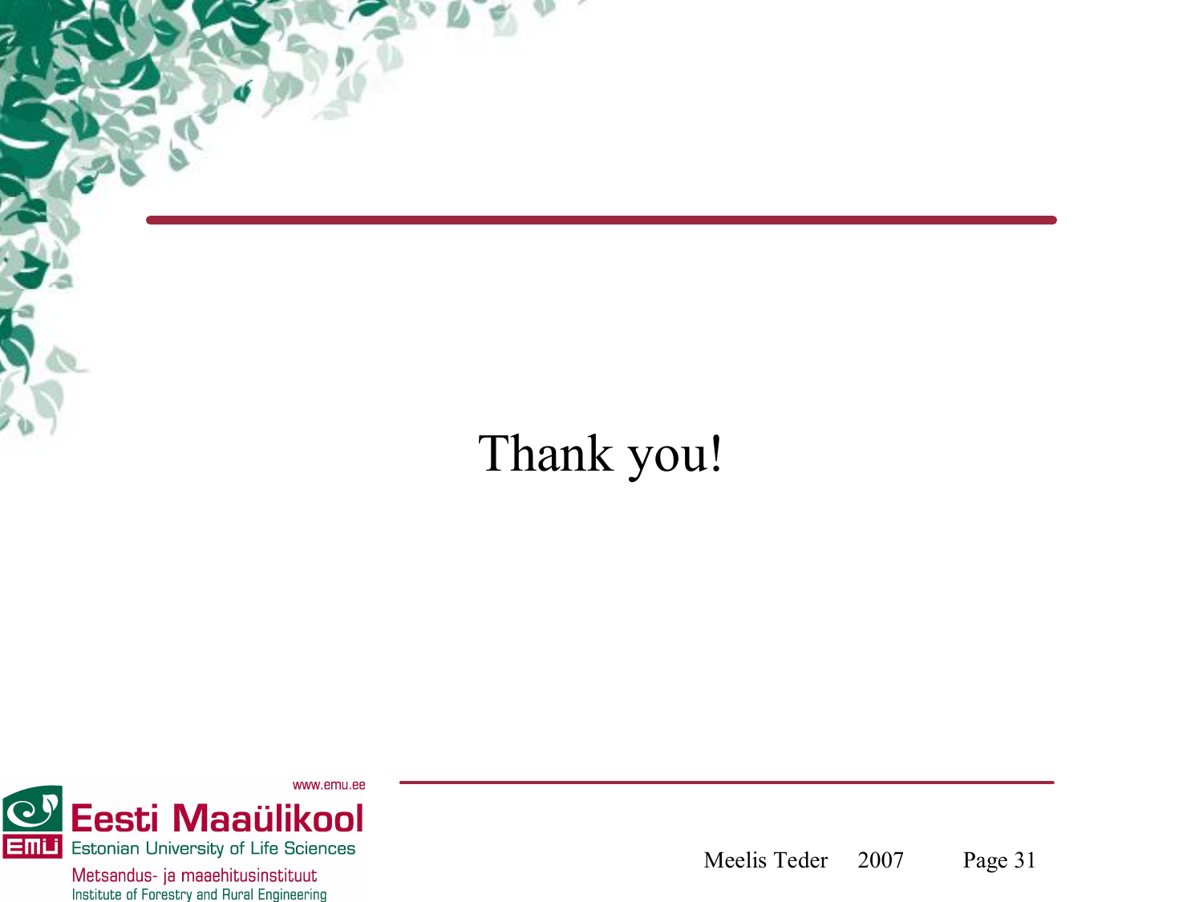Thank you!